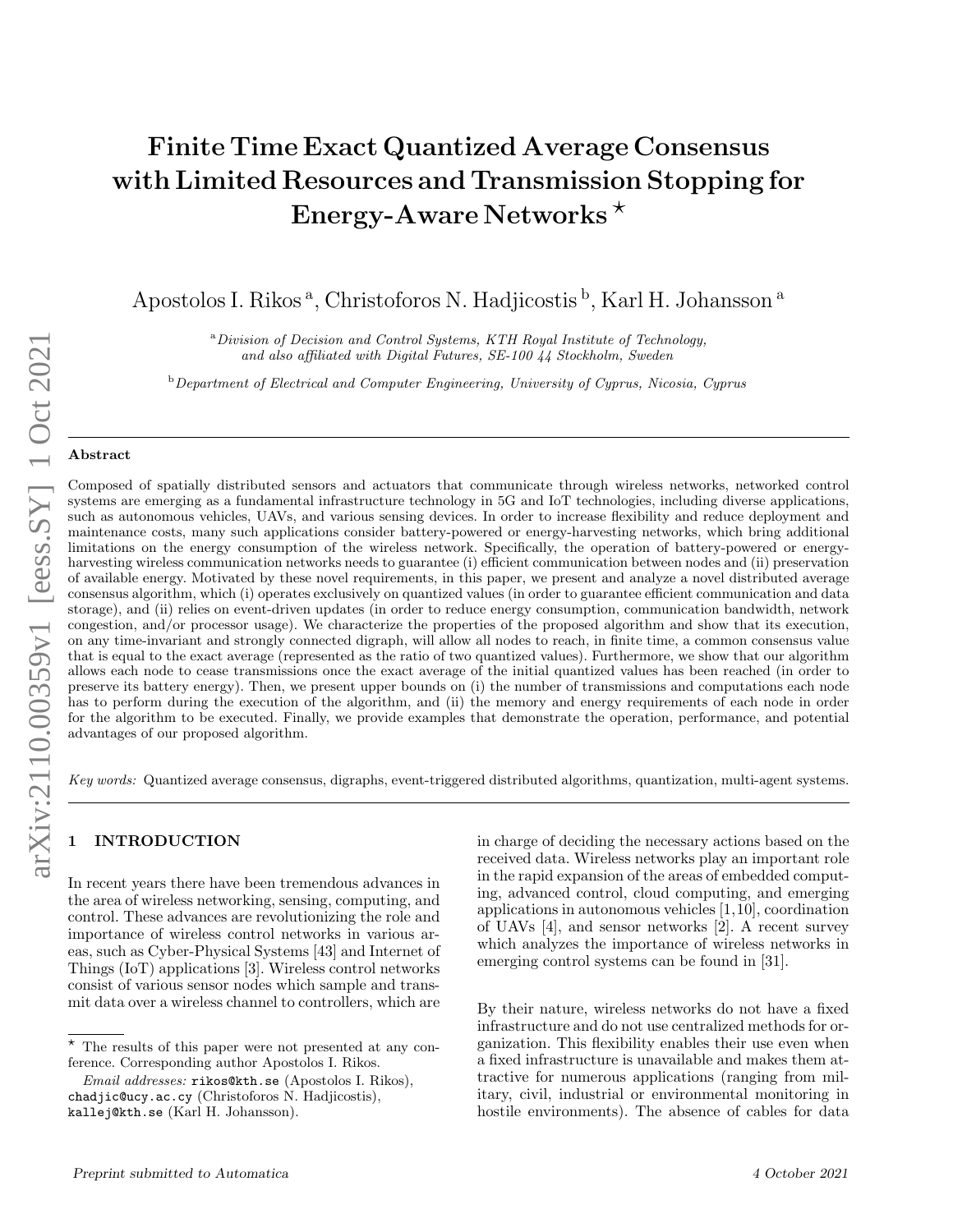# Finite Time Exact Quantized Average Consensus with Limited Resources and Transmission Stopping for Energy-Aware Networks ⋆

Apostolos I. Rikos [a], Christoforos N. Hadjicostis [b], Karl H. Johansson [a]

[a] *Division of Decision and Control Systems, KTH Royal Institute of Technology, and also affiliated with Digital Futures, SE-100 44 Stockholm, Sweden*

[b] *Department of Electrical and Computer Engineering, University of Cyprus, Nicosia, Cyprus*

---

## Abstract

Composed of spatially distributed sensors and actuators that communicate through wireless networks, networked control systems are emerging as a fundamental infrastructure technology in 5G and IoT technologies, including diverse applications, such as autonomous vehicles, UAVs, and various sensing devices. In order to increase flexibility and reduce deployment and maintenance costs, many such applications consider battery-powered or energy-harvesting networks, which bring additional limitations on the energy consumption of the wireless network. Specifically, the operation of battery-powered or energy-harvesting wireless communication networks needs to guarantee (i) efficient communication between nodes and (ii) preservation of available energy. Motivated by these novel requirements, in this paper, we present and analyze a novel distributed average consensus algorithm, which (i) operates exclusively on quantized values (in order to guarantee efficient communication and data storage), and (ii) relies on event-driven updates (in order to reduce energy consumption, communication bandwidth, network congestion, and/or processor usage). We characterize the properties of the proposed algorithm and show that its execution, on any time-invariant and strongly connected digraph, will allow all nodes to reach, in finite time, a common consensus value that is equal to the exact average (represented as the ratio of two quantized values). Furthermore, we show that our algorithm allows each node to cease transmissions once the exact average of the initial quantized values has been reached (in order to preserve its battery energy). Then, we present upper bounds on (i) the number of transmissions and computations each node has to perform during the execution of the algorithm, and (ii) the memory and energy requirements of each node in order for the algorithm to be executed. Finally, we provide examples that demonstrate the operation, performance, and potential advantages of our proposed algorithm.

*Key words:* Quantized average consensus, digraphs, event-triggered distributed algorithms, quantization, multi-agent systems.

---

## 1 INTRODUCTION

In recent years there have been tremendous advances in the area of wireless networking, sensing, computing, and control. These advances are revolutionizing the role and importance of wireless control networks in various areas, such as Cyber-Physical Systems [43] and Internet of Things (IoT) applications [3]. Wireless control networks consist of various sensor nodes which sample and transmit data over a wireless channel to controllers, which are in charge of deciding the necessary actions based on the received data. Wireless networks play an important role in the rapid expansion of the areas of embedded computing, advanced control, cloud computing, and emerging applications in autonomous vehicles [1,10], coordination of UAVs [4], and sensor networks [2]. A recent survey which analyzes the importance of wireless networks in emerging control systems can be found in [31].

By their nature, wireless networks do not have a fixed infrastructure and do not use centralized methods for organization. This flexibility enables their use even when a fixed infrastructure is unavailable and makes them attractive for numerous applications (ranging from military, civil, industrial or environmental monitoring in hostile environments). The absence of cables for data

---

⋆ The results of this paper were not presented at any conference. Corresponding author Apostolos I. Rikos.

*Email addresses:* rikos@kth.se (Apostolos I. Rikos), chadjic@ucy.ac.cy (Christoforos N. Hadjicostis), kallej@kth.se (Karl H. Johansson).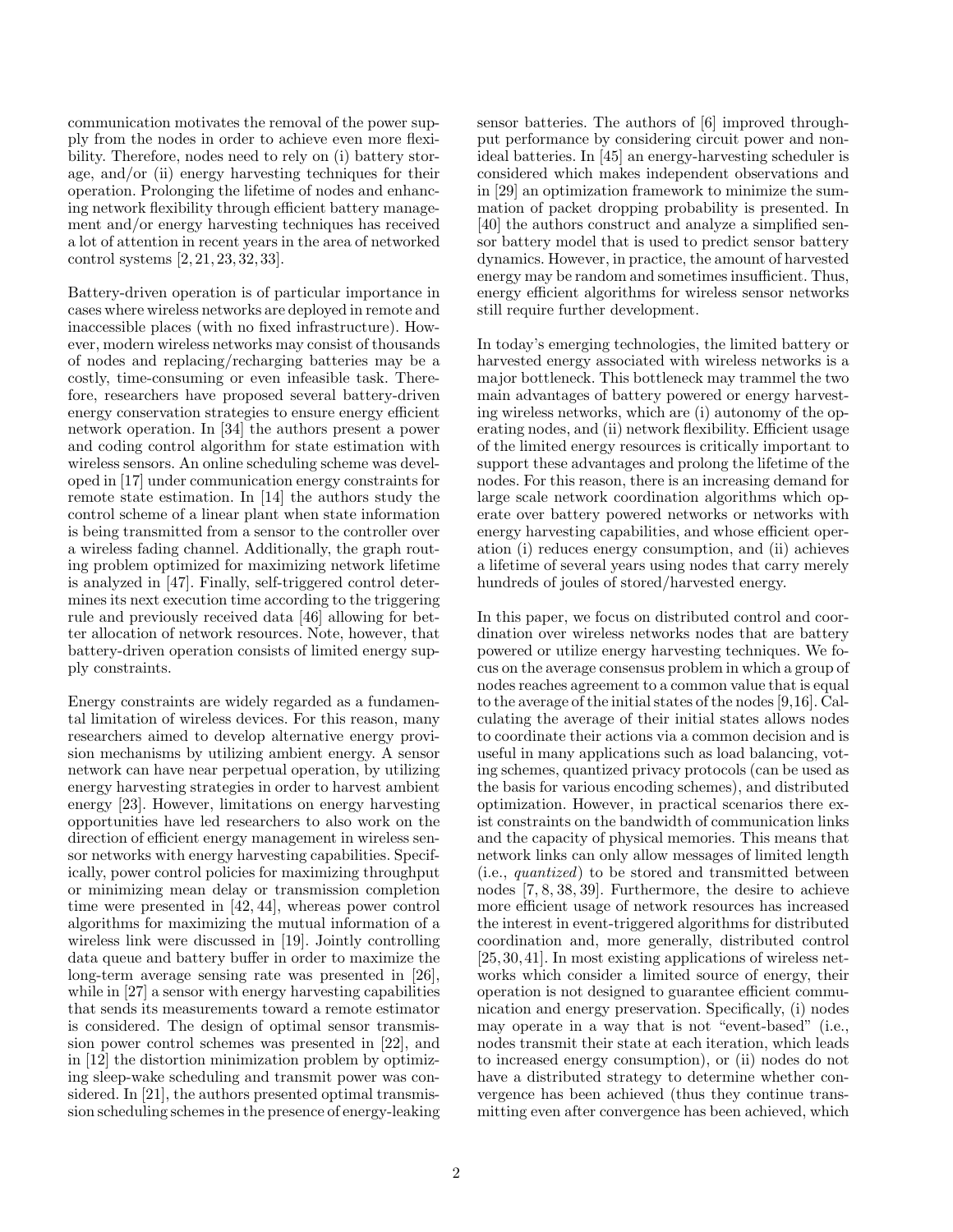communication motivates the removal of the power supply from the nodes in order to achieve even more flexibility. Therefore, nodes need to rely on (i) battery storage, and/or (ii) energy harvesting techniques for their operation. Prolonging the lifetime of nodes and enhancing network flexibility through efficient battery management and/or energy harvesting techniques has received a lot of attention in recent years in the area of networked control systems [2, 21, 23, 32, 33].

Battery-driven operation is of particular importance in cases where wireless networks are deployed in remote and inaccessible places (with no fixed infrastructure). However, modern wireless networks may consist of thousands of nodes and replacing/recharging batteries may be a costly, time-consuming or even infeasible task. Therefore, researchers have proposed several battery-driven energy conservation strategies to ensure energy efficient network operation. In [34] the authors present a power and coding control algorithm for state estimation with wireless sensors. An online scheduling scheme was developed in [17] under communication energy constraints for remote state estimation. In [14] the authors study the control scheme of a linear plant when state information is being transmitted from a sensor to the controller over a wireless fading channel. Additionally, the graph routing problem optimized for maximizing network lifetime is analyzed in [47]. Finally, self-triggered control determines its next execution time according to the triggering rule and previously received data [46] allowing for better allocation of network resources. Note, however, that battery-driven operation consists of limited energy supply constraints.

Energy constraints are widely regarded as a fundamental limitation of wireless devices. For this reason, many researchers aimed to develop alternative energy provision mechanisms by utilizing ambient energy. A sensor network can have near perpetual operation, by utilizing energy harvesting strategies in order to harvest ambient energy [23]. However, limitations on energy harvesting opportunities have led researchers to also work on the direction of efficient energy management in wireless sensor networks with energy harvesting capabilities. Specifically, power control policies for maximizing throughput or minimizing mean delay or transmission completion time were presented in [42, 44], whereas power control algorithms for maximizing the mutual information of a wireless link were discussed in [19]. Jointly controlling data queue and battery buffer in order to maximize the long-term average sensing rate was presented in [26], while in [27] a sensor with energy harvesting capabilities that sends its measurements toward a remote estimator is considered. The design of optimal sensor transmission power control schemes was presented in [22], and in [12] the distortion minimization problem by optimizing sleep-wake scheduling and transmit power was considered. In [21], the authors presented optimal transmission scheduling schemes in the presence of energy-leaking sensor batteries. The authors of [6] improved throughput performance by considering circuit power and non-ideal batteries. In [45] an energy-harvesting scheduler is considered which makes independent observations and in [29] an optimization framework to minimize the summation of packet dropping probability is presented. In [40] the authors construct and analyze a simplified sensor battery model that is used to predict sensor battery dynamics. However, in practice, the amount of harvested energy may be random and sometimes insufficient. Thus, energy efficient algorithms for wireless sensor networks still require further development.

In today's emerging technologies, the limited battery or harvested energy associated with wireless networks is a major bottleneck. This bottleneck may trammel the two main advantages of battery powered or energy harvesting wireless networks, which are (i) autonomy of the operating nodes, and (ii) network flexibility. Efficient usage of the limited energy resources is critically important to support these advantages and prolong the lifetime of the nodes. For this reason, there is an increasing demand for large scale network coordination algorithms which operate over battery powered networks or networks with energy harvesting capabilities, and whose efficient operation (i) reduces energy consumption, and (ii) achieves a lifetime of several years using nodes that carry merely hundreds of joules of stored/harvested energy.

In this paper, we focus on distributed control and coordination over wireless networks nodes that are battery powered or utilize energy harvesting techniques. We focus on the average consensus problem in which a group of nodes reaches agreement to a common value that is equal to the average of the initial states of the nodes [9,16]. Calculating the average of their initial states allows nodes to coordinate their actions via a common decision and is useful in many applications such as load balancing, voting schemes, quantized privacy protocols (can be used as the basis for various encoding schemes), and distributed optimization. However, in practical scenarios there exist constraints on the bandwidth of communication links and the capacity of physical memories. This means that network links can only allow messages of limited length (i.e., *quantized*) to be stored and transmitted between nodes [7, 8, 38, 39]. Furthermore, the desire to achieve more efficient usage of network resources has increased the interest in event-triggered algorithms for distributed coordination and, more generally, distributed control [25, 30, 41]. In most existing applications of wireless networks which consider a limited source of energy, their operation is not designed to guarantee efficient communication and energy preservation. Specifically, (i) nodes may operate in a way that is not "event-based" (i.e., nodes transmit their state at each iteration, which leads to increased energy consumption), or (ii) nodes do not have a distributed strategy to determine whether convergence has been achieved (thus they continue transmitting even after convergence has been achieved, which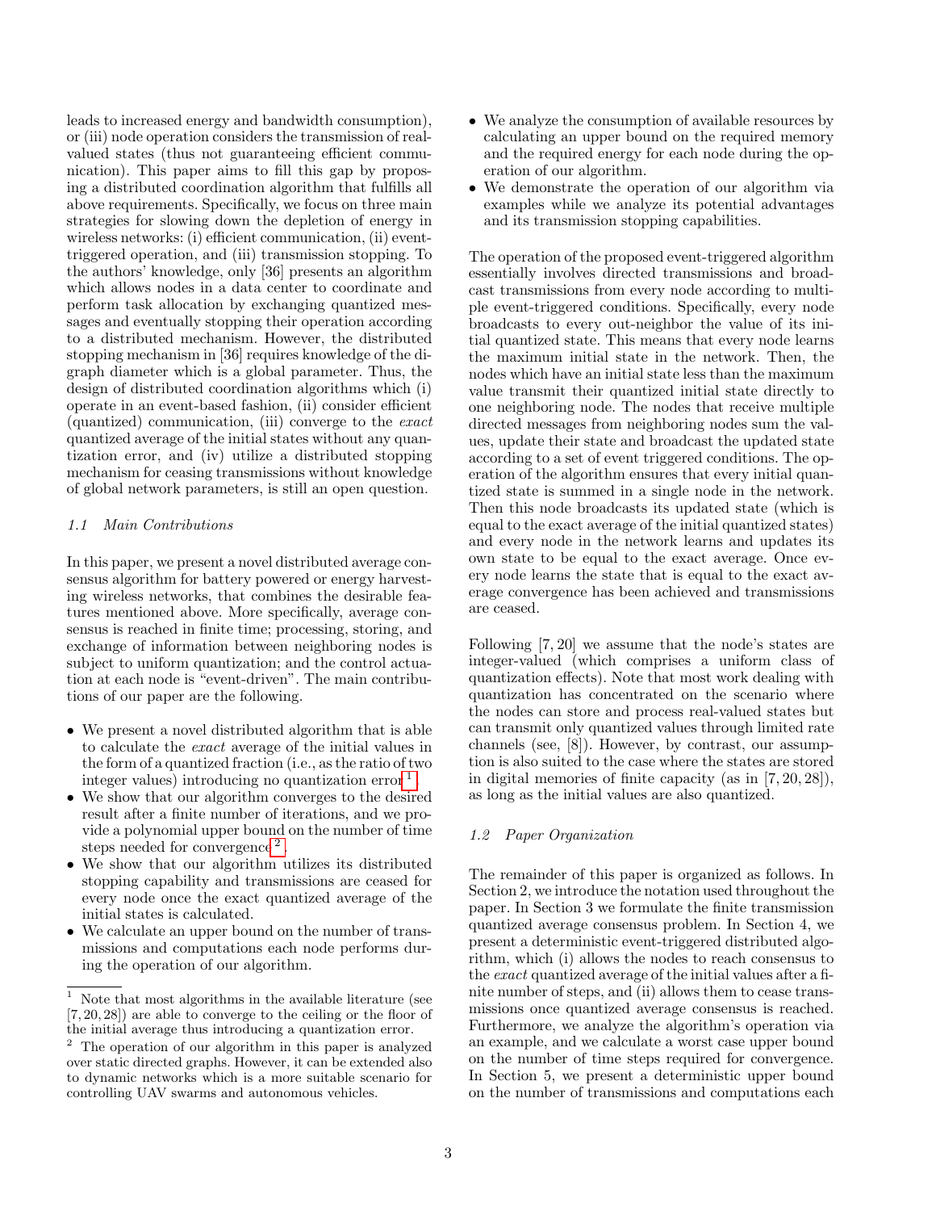leads to increased energy and bandwidth consumption), or (iii) node operation considers the transmission of real-valued states (thus not guaranteeing efficient communication). This paper aims to fill this gap by proposing a distributed coordination algorithm that fulfills all above requirements. Specifically, we focus on three main strategies for slowing down the depletion of energy in wireless networks: (i) efficient communication, (ii) event-triggered operation, and (iii) transmission stopping. To the authors' knowledge, only [36] presents an algorithm which allows nodes in a data center to coordinate and perform task allocation by exchanging quantized messages and eventually stopping their operation according to a distributed mechanism. However, the distributed stopping mechanism in [36] requires knowledge of the digraph diameter which is a global parameter. Thus, the design of distributed coordination algorithms which (i) operate in an event-based fashion, (ii) consider efficient (quantized) communication, (iii) converge to the *exact* quantized average of the initial states without any quantization error, and (iv) utilize a distributed stopping mechanism for ceasing transmissions without knowledge of global network parameters, is still an open question.

### 1.1 Main Contributions

In this paper, we present a novel distributed average consensus algorithm for battery powered or energy harvesting wireless networks, that combines the desirable features mentioned above. More specifically, average consensus is reached in finite time; processing, storing, and exchange of information between neighboring nodes is subject to uniform quantization; and the control actuation at each node is "event-driven". The main contributions of our paper are the following.

- We present a novel distributed algorithm that is able to calculate the *exact* average of the initial values in the form of a quantized fraction (i.e., as the ratio of two integer values) introducing no quantization error[1].
- We show that our algorithm converges to the desired result after a finite number of iterations, and we provide a polynomial upper bound on the number of time steps needed for convergence[2].
- We show that our algorithm utilizes its distributed stopping capability and transmissions are ceased for every node once the exact quantized average of the initial states is calculated.
- We calculate an upper bound on the number of transmissions and computations each node performs during the operation of our algorithm.
- We analyze the consumption of available resources by calculating an upper bound on the required memory and the required energy for each node during the operation of our algorithm.
- We demonstrate the operation of our algorithm via examples while we analyze its potential advantages and its transmission stopping capabilities.

The operation of the proposed event-triggered algorithm essentially involves directed transmissions and broadcast transmissions from every node according to multiple event-triggered conditions. Specifically, every node broadcasts to every out-neighbor the value of its initial quantized state. This means that every node learns the maximum initial state in the network. Then, the nodes which have an initial state less than the maximum value transmit their quantized initial state directly to one neighboring node. The nodes that receive multiple directed messages from neighboring nodes sum the values, update their state and broadcast the updated state according to a set of event triggered conditions. The operation of the algorithm ensures that every initial quantized state is summed in a single node in the network. Then this node broadcasts its updated state (which is equal to the exact average of the initial quantized states) and every node in the network learns and updates its own state to be equal to the exact average. Once every node learns the state that is equal to the exact average convergence has been achieved and transmissions are ceased.

Following [7, 20] we assume that the node's states are integer-valued (which comprises a uniform class of quantization effects). Note that most work dealing with quantization has concentrated on the scenario where the nodes can store and process real-valued states but can transmit only quantized values through limited rate channels (see, [8]). However, by contrast, our assumption is also suited to the case where the states are stored in digital memories of finite capacity (as in [7, 20, 28]), as long as the initial values are also quantized.

### 1.2 Paper Organization

The remainder of this paper is organized as follows. In Section 2, we introduce the notation used throughout the paper. In Section 3 we formulate the finite transmission quantized average consensus problem. In Section 4, we present a deterministic event-triggered distributed algorithm, which (i) allows the nodes to reach consensus to the *exact* quantized average of the initial values after a finite number of steps, and (ii) allows them to cease transmissions once quantized average consensus is reached. Furthermore, we analyze the algorithm's operation via an example, and we calculate a worst case upper bound on the number of time steps required for convergence. In Section 5, we present a deterministic upper bound on the number of transmissions and computations each

---

[1] Note that most algorithms in the available literature (see [7, 20, 28]) are able to converge to the ceiling or the floor of the initial average thus introducing a quantization error.

[2] The operation of our algorithm in this paper is analyzed over static directed graphs. However, it can be extended also to dynamic networks which is a more suitable scenario for controlling UAV swarms and autonomous vehicles.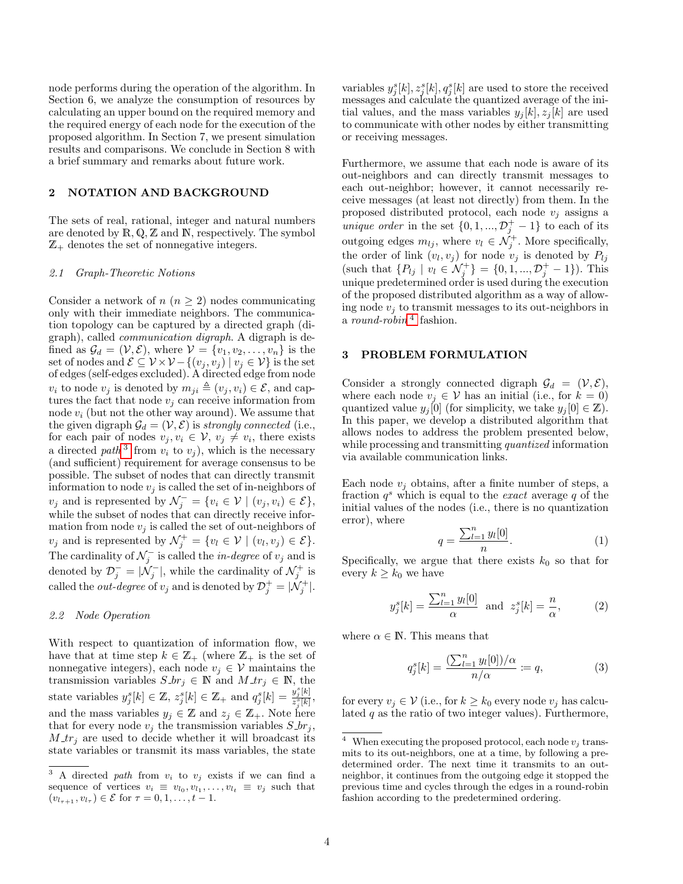node performs during the operation of the algorithm. In Section 6, we analyze the consumption of resources by calculating an upper bound on the required memory and the required energy of each node for the execution of the proposed algorithm. In Section 7, we present simulation results and comparisons. We conclude in Section 8 with a brief summary and remarks about future work.

## 2 NOTATION AND BACKGROUND

The sets of real, rational, integer and natural numbers are denoted by $\mathbb{R}, \mathbb{Q}, \mathbb{Z}$ and $\mathbb{N}$, respectively. The symbol $\mathbb{Z}_+$ denotes the set of nonnegative integers.

### 2.1 Graph-Theoretic Notions

Consider a network of $n$ ($n \geq 2$) nodes communicating only with their immediate neighbors. The communication topology can be captured by a directed graph (digraph), called *communication digraph*. A digraph is defined as $\mathcal{G}_d = (\mathcal{V}, \mathcal{E})$, where $\mathcal{V} = \{v_1, v_2, \ldots, v_n\}$ is the set of nodes and $\mathcal{E} \subseteq \mathcal{V} \times \mathcal{V} - \{(v_j, v_j) \mid v_j \in \mathcal{V}\}$ is the set of edges (self-edges excluded). A directed edge from node $v_i$ to node $v_j$ is denoted by $m_{ji} \triangleq (v_j, v_i) \in \mathcal{E}$, and captures the fact that node $v_j$ can receive information from node $v_i$ (but not the other way around). We assume that the given digraph $\mathcal{G}_d = (\mathcal{V}, \mathcal{E})$ is *strongly connected* (i.e., for each pair of nodes $v_j, v_i \in \mathcal{V}$, $v_j \neq v_i$, there exists a directed *path*[3] from $v_i$ to $v_j$), which is the necessary (and sufficient) requirement for average consensus to be possible. The subset of nodes that can directly transmit information to node $v_j$ is called the set of in-neighbors of $v_j$ and is represented by $\mathcal{N}_j^- = \{v_i \in \mathcal{V} \mid (v_j, v_i) \in \mathcal{E}\}$, while the subset of nodes that can directly receive information from node $v_j$ is called the set of out-neighbors of $v_j$ and is represented by $\mathcal{N}_j^+ = \{v_l \in \mathcal{V} \mid (v_l, v_j) \in \mathcal{E}\}$. The cardinality of $\mathcal{N}_j^-$ is called the *in-degree* of $v_j$ and is denoted by $\mathcal{D}_j^- = |\mathcal{N}_j^-|$, while the cardinality of $\mathcal{N}_j^+$ is called the *out-degree* of $v_j$ and is denoted by $\mathcal{D}_j^+ = |\mathcal{N}_j^+|$.

### 2.2 Node Operation

With respect to quantization of information flow, we have that at time step $k \in \mathbb{Z}_+$ (where $\mathbb{Z}_+$ is the set of nonnegative integers), each node $v_j \in \mathcal{V}$ maintains the transmission variables $S\_br_j \in \mathbb{N}$ and $M\_tr_j \in \mathbb{N}$, the state variables $y_j^s[k] \in \mathbb{Z}$, $z_j^s[k] \in \mathbb{Z}_+$ and $q_j^s[k] = \frac{y_j^s[k]}{z_j^s[k]}$, and the mass variables $y_j \in \mathbb{Z}$ and $z_j \in \mathbb{Z}_+$. Note here that for every node $v_j$ the transmission variables $S\_br_j$, $M\_tr_j$ are used to decide whether it will broadcast its state variables or transmit its mass variables, the state variables $y_j^s[k], z_j^s[k], q_j^s[k]$ are used to store the received messages and calculate the quantized average of the initial values, and the mass variables $y_j[k], z_j[k]$ are used to communicate with other nodes by either transmitting or receiving messages.

Furthermore, we assume that each node is aware of its out-neighbors and can directly transmit messages to each out-neighbor; however, it cannot necessarily receive messages (at least not directly) from them. In the proposed distributed protocol, each node $v_j$ assigns a *unique order* in the set $\{0, 1, ..., \mathcal{D}_j^+ - 1\}$ to each of its outgoing edges $m_{lj}$, where $v_l \in \mathcal{N}_j^+$. More specifically, the order of link $(v_l, v_j)$ for node $v_j$ is denoted by $P_{lj}$ (such that $\{P_{lj} \mid v_l \in \mathcal{N}_j^+\} = \{0, 1, ..., \mathcal{D}_j^+ - 1\}$). This unique predetermined order is used during the execution of the proposed distributed algorithm as a way of allowing node $v_j$ to transmit messages to its out-neighbors in a *round-robin*[4] fashion.

## 3 PROBLEM FORMULATION

Consider a strongly connected digraph $\mathcal{G}_d = (\mathcal{V}, \mathcal{E})$, where each node $v_j \in \mathcal{V}$ has an initial (i.e., for $k = 0$) quantized value $y_j[0]$ (for simplicity, we take $y_j[0] \in \mathbb{Z}$). In this paper, we develop a distributed algorithm that allows nodes to address the problem presented below, while processing and transmitting *quantized* information via available communication links.

Each node $v_j$ obtains, after a finite number of steps, a fraction $q^s$ which is equal to the *exact* average $q$ of the initial values of the nodes (i.e., there is no quantization error), where

$$q = \frac{\sum_{l=1}^{n} y_l[0]}{n}. \tag{1}$$

Specifically, we argue that there exists $k_0$ so that for every $k \geq k_0$ we have

$$y_j^s[k] = \frac{\sum_{l=1}^{n} y_l[0]}{\alpha} \quad \text{and} \quad z_j^s[k] = \frac{n}{\alpha}, \tag{2}$$

where $\alpha \in \mathbb{N}$. This means that

$$q_j^s[k] = \frac{(\sum_{l=1}^{n} y_l[0])/\alpha}{n/\alpha} := q, \tag{3}$$

for every $v_j \in \mathcal{V}$ (i.e., for $k \geq k_0$ every node $v_j$ has calculated $q$ as the ratio of two integer values). Furthermore,

---

[3] A directed *path* from $v_i$ to $v_j$ exists if we can find a sequence of vertices $v_i \equiv v_{l_0}, v_{l_1}, \ldots, v_{l_t} \equiv v_j$ such that $(v_{l_{\tau+1}}, v_{l_\tau}) \in \mathcal{E}$ for $\tau = 0, 1, \ldots, t-1$.

[4] When executing the proposed protocol, each node $v_j$ transmits to its out-neighbors, one at a time, by following a predetermined order. The next time it transmits to an out-neighbor, it continues from the outgoing edge it stopped the previous time and cycles through the edges in a round-robin fashion according to the predetermined ordering.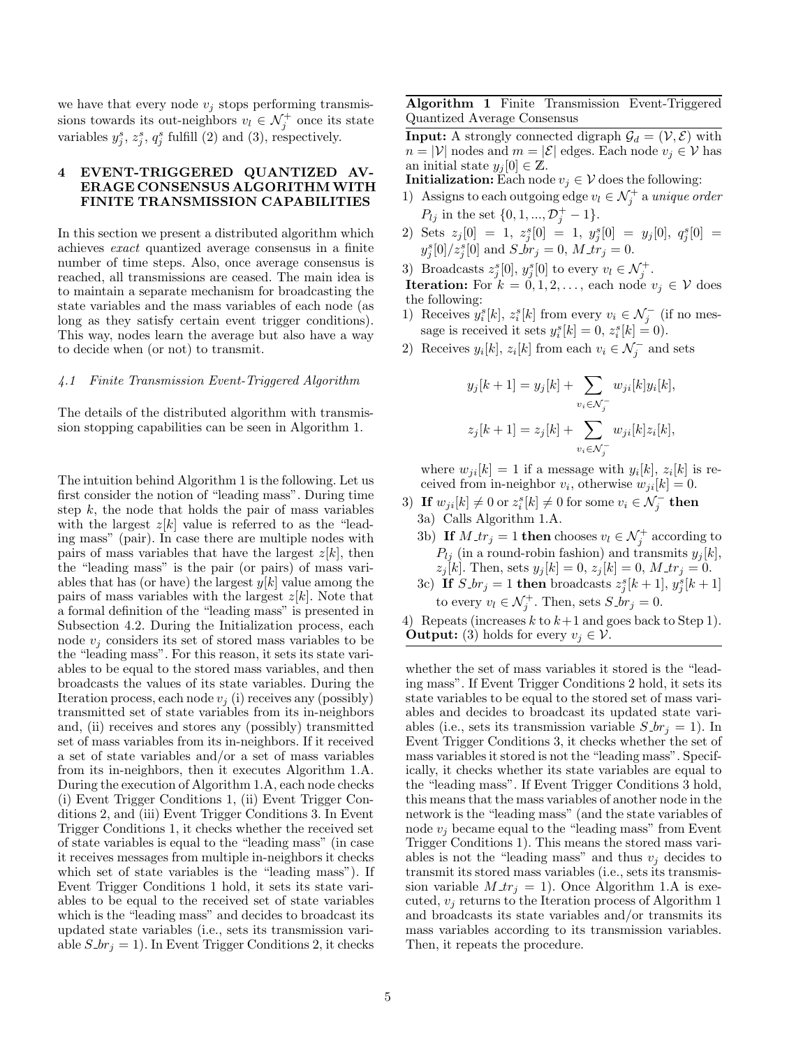we have that every node $v_j$ stops performing transmissions towards its out-neighbors $v_l \in \mathcal{N}_j^+$ once its state variables $y_j^s$, $z_j^s$, $q_j^s$ fulfill (2) and (3), respectively.

## 4 EVENT-TRIGGERED QUANTIZED AVERAGE CONSENSUS ALGORITHM WITH FINITE TRANSMISSION CAPABILITIES

In this section we present a distributed algorithm which achieves *exact* quantized average consensus in a finite number of time steps. Also, once average consensus is reached, all transmissions are ceased. The main idea is to maintain a separate mechanism for broadcasting the state variables and the mass variables of each node (as long as they satisfy certain event trigger conditions). This way, nodes learn the average but also have a way to decide when (or not) to transmit.

### *4.1 Finite Transmission Event-Triggered Algorithm*

The details of the distributed algorithm with transmission stopping capabilities can be seen in Algorithm 1.

---

**Algorithm 1** Finite Transmission Event-Triggered Quantized Average Consensus

---

**Input:** A strongly connected digraph $\mathcal{G}_d = (\mathcal{V}, \mathcal{E})$ with $n = |\mathcal{V}|$ nodes and $m = |\mathcal{E}|$ edges. Each node $v_j \in \mathcal{V}$ has an initial state $y_j[0] \in \mathbb{Z}$.

**Initialization:** Each node $v_j \in \mathcal{V}$ does the following:

1) Assigns to each outgoing edge $v_l \in \mathcal{N}_j^+$ a *unique order* $P_{lj}$ in the set $\{0, 1, ..., \mathcal{D}_j^+ - 1\}$.
2) Sets $z_j[0] = 1$, $z_j^s[0] = 1$, $y_j^s[0] = y_j[0]$, $q_j^s[0] = y_j^s[0]/z_j^s[0]$ and $S\_br_j = 0$, $M\_tr_j = 0$.
3) Broadcasts $z_j^s[0]$, $y_j^s[0]$ to every $v_l \in \mathcal{N}_j^+$.

**Iteration:** For $k = 0, 1, 2, \dots$, each node $v_j \in \mathcal{V}$ does the following:

1) Receives $y_i^s[k]$, $z_i^s[k]$ from every $v_i \in \mathcal{N}_j^-$ (if no message is received it sets $y_i^s[k] = 0$, $z_i^s[k] = 0$).
2) Receives $y_i[k]$, $z_i[k]$ from each $v_i \in \mathcal{N}_j^-$ and sets
$$y_j[k+1] = y_j[k] + \sum_{v_i \in \mathcal{N}_j^-} w_{ji}[k] y_i[k],$$
$$z_j[k+1] = z_j[k] + \sum_{v_i \in \mathcal{N}_j^-} w_{ji}[k] z_i[k],$$
where $w_{ji}[k] = 1$ if a message with $y_i[k]$, $z_i[k]$ is received from in-neighbor $v_i$, otherwise $w_{ji}[k] = 0$.
3) **If** $w_{ji}[k] \neq 0$ or $z_i^s[k] \neq 0$ for some $v_i \in \mathcal{N}_j^-$ **then**
   - 3a) Calls Algorithm 1.A.
   - 3b) **If** $M\_tr_j = 1$ **then** chooses $v_l \in \mathcal{N}_j^+$ according to $P_{lj}$ (in a round-robin fashion) and transmits $y_j[k]$, $z_j[k]$. Then, sets $y_j[k] = 0$, $z_j[k] = 0$, $M\_tr_j = 0$.
   - 3c) **If** $S\_br_j = 1$ **then** broadcasts $z_j^s[k+1]$, $y_j^s[k+1]$ to every $v_l \in \mathcal{N}_j^+$. Then, sets $S\_br_j = 0$.
4) Repeats (increases $k$ to $k+1$ and goes back to Step 1).

**Output:** (3) holds for every $v_j \in \mathcal{V}$.

---

The intuition behind Algorithm 1 is the following. Let us first consider the notion of "leading mass". During time step $k$, the node that holds the pair of mass variables with the largest $z[k]$ value is referred to as the "leading mass" (pair). In case there are multiple nodes with pairs of mass variables that have the largest $z[k]$, then the "leading mass" is the pair (or pairs) of mass variables that has (or have) the largest $y[k]$ value among the pairs of mass variables with the largest $z[k]$. Note that a formal definition of the "leading mass" is presented in Subsection 4.2. During the Initialization process, each node $v_j$ considers its set of stored mass variables to be the "leading mass". For this reason, it sets its state variables to be equal to the stored mass variables, and then broadcasts the values of its state variables. During the Iteration process, each node $v_j$ (i) receives any (possibly) transmitted set of state variables from its in-neighbors and, (ii) receives and stores any (possibly) transmitted set of mass variables from its in-neighbors. If it received a set of state variables and/or a set of mass variables from its in-neighbors, then it executes Algorithm 1.A. During the execution of Algorithm 1.A, each node checks (i) Event Trigger Conditions 1, (ii) Event Trigger Conditions 2, and (iii) Event Trigger Conditions 3. In Event Trigger Conditions 1, it checks whether the received set of state variables is equal to the "leading mass" (in case it receives messages from multiple in-neighbors it checks which set of state variables is the "leading mass"). If Event Trigger Conditions 1 hold, it sets its state variables to be equal to the received set of state variables which is the "leading mass" and decides to broadcast its updated state variables (i.e., sets its transmission variable $S\_br_j = 1$). In Event Trigger Conditions 2, it checks whether the set of mass variables it stored is the "leading mass". If Event Trigger Conditions 2 hold, it sets its state variables to be equal to the stored set of mass variables and decides to broadcast its updated state variables (i.e., sets its transmission variable $S\_br_j = 1$). In Event Trigger Conditions 3, it checks whether the set of mass variables it stored is not the "leading mass". Specifically, it checks whether its state variables are equal to the "leading mass". If Event Trigger Conditions 3 hold, this means that the mass variables of another node in the network is the "leading mass" (and the state variables of node $v_j$ became equal to the "leading mass" from Event Trigger Conditions 1). This means the stored mass variables is not the "leading mass" and thus $v_j$ decides to transmit its stored mass variables (i.e., sets its transmission variable $M\_tr_j = 1$). Once Algorithm 1.A is executed, $v_j$ returns to the Iteration process of Algorithm 1 and broadcasts its state variables and/or transmits its mass variables according to its transmission variables. Then, it repeats the procedure.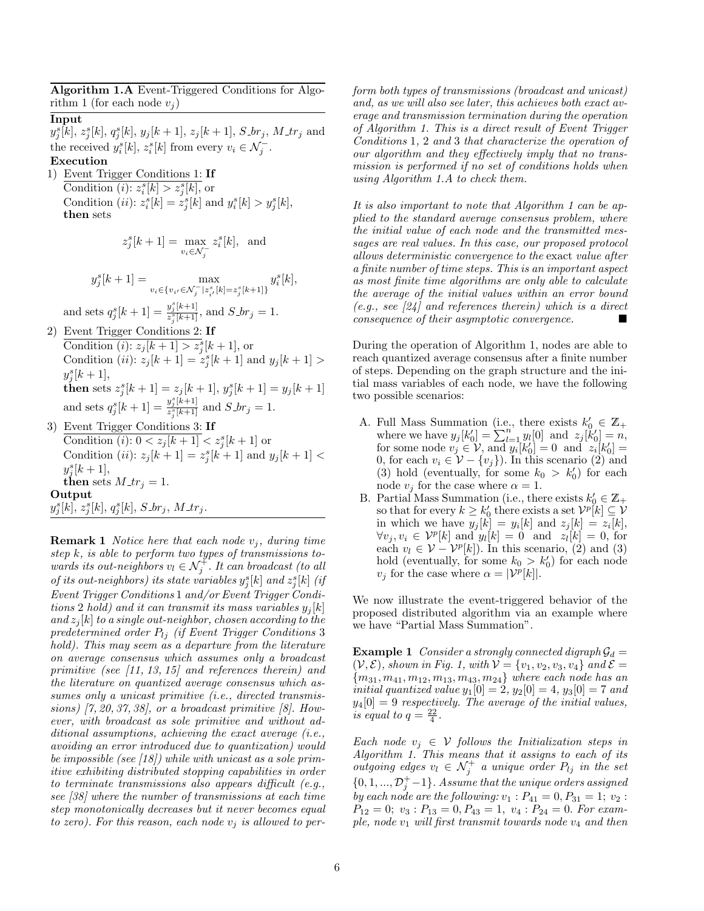**Algorithm 1.A** Event-Triggered Conditions for Algorithm 1 (for each node $v_j$)

**Input**

$y_j^s[k]$, $z_j^s[k]$, $q_j^s[k]$, $y_j[k+1]$, $z_j[k+1]$, $S\_br_j$, $M\_tr_j$ and the received $y_i^s[k]$, $z_i^s[k]$ from every $v_i \in \mathcal{N}_j^-$.

**Execution**

1) Event Trigger Conditions 1: **If**
   Condition $(i)$: $z_i^s[k] > z_j^s[k]$, or
   Condition $(ii)$: $z_i^s[k] = z_j^s[k]$ and $y_i^s[k] > y_j^s[k]$,
   **then** sets
   $$z_j^s[k+1] = \max_{v_i \in \mathcal{N}_j^-} z_i^s[k], \text{ and}$$
   $$y_j^s[k+1] = \max_{v_i \in \{v_{i'} \in \mathcal{N}_j^- | z_{i'}^s[k] = z_j^s[k+1]\}} y_i^s[k],$$
   and sets $q_j^s[k+1] = \frac{y_j^s[k+1]}{z_j^s[k+1]}$, and $S\_br_j = 1$.
2) Event Trigger Conditions 2: **If**
   Condition $(i)$: $z_j[k+1] > z_j^s[k+1]$, or
   Condition $(ii)$: $z_j[k+1] = z_j^s[k+1]$ and $y_j[k+1] > y_j^s[k+1]$,
   **then** sets $z_j^s[k+1] = z_j[k+1]$, $y_j^s[k+1] = y_j[k+1]$ and sets $q_j^s[k+1] = \frac{y_j^s[k+1]}{z_j^s[k+1]}$ and $S\_br_j = 1$.
3) Event Trigger Conditions 3: **If**
   Condition $(i)$: $0 < z_j[k+1] < z_j^s[k+1]$ or
   Condition $(ii)$: $z_j[k+1] = z_j^s[k+1]$ and $y_j[k+1] < y_j^s[k+1]$,
   **then** sets $M\_tr_j = 1$.

**Output**

$y_j^s[k]$, $z_j^s[k]$, $q_j^s[k]$, $S\_br_j$, $M\_tr_j$.

---

**Remark 1** *Notice here that each node $v_j$, during time step $k$, is able to perform two types of transmissions towards its out-neighbors $v_l \in \mathcal{N}_j^+$. It can broadcast (to all of its out-neighbors) its state variables $y_j^s[k]$ and $z_j^s[k]$ (if Event Trigger Conditions* 1 *and/or Event Trigger Conditions* 2 *hold) and it can transmit its mass variables $y_j[k]$ and $z_j[k]$ to a single out-neighbor, chosen according to the predetermined order $P_{lj}$ (if Event Trigger Conditions* 3 *hold). This may seem as a departure from the literature on average consensus which assumes only a broadcast primitive (see [11, 13, 15] and references therein) and the literature on quantized average consensus which assumes only a unicast primitive (i.e., directed transmissions) [7, 20, 37, 38], or a broadcast primitive [8]. However, with broadcast as sole primitive and without additional assumptions, achieving the exact average (i.e., avoiding an error introduced due to quantization) would be impossible (see [18]) while with unicast as a sole primitive exhibiting distributed stopping capabilities in order to terminate transmissions also appears difficult (e.g., see [38] where the number of transmissions at each time step monotonically decreases but it never becomes equal to zero). For this reason, each node $v_j$ is allowed to perform both types of transmissions (broadcast and unicast) and, as we will also see later, this achieves both exact average and transmission termination during the operation of Algorithm 1. This is a direct result of Event Trigger Conditions* 1, 2 *and* 3 *that characterize the operation of our algorithm and they effectively imply that no transmission is performed if no set of conditions holds when using Algorithm 1.A to check them.*

*It is also important to note that Algorithm 1 can be applied to the standard average consensus problem, where the initial value of each node and the transmitted messages are real values. In this case, our proposed protocol allows deterministic convergence to the* exact *value after a finite number of time steps. This is an important aspect as most finite time algorithms are only able to calculate the average of the initial values within an error bound (e.g., see [24] and references therein) which is a direct consequence of their asymptotic convergence.* ■

During the operation of Algorithm 1, nodes are able to reach quantized average consensus after a finite number of steps. Depending on the graph structure and the initial mass variables of each node, we have the following two possible scenarios:

A. Full Mass Summation (i.e., there exists $k_0' \in \mathbb{Z}_+$ where we have $y_j[k_0'] = \sum_{l=1}^{n} y_l[0]$ and $z_j[k_0'] = n$, for some node $v_j \in \mathcal{V}$, and $y_i[k_0'] = 0$ and $z_i[k_0'] = 0$, for each $v_i \in \mathcal{V} - \{v_j\}$). In this scenario (2) and (3) hold (eventually, for some $k_0 > k_0'$) for each node $v_j$ for the case where $\alpha = 1$.
B. Partial Mass Summation (i.e., there exists $k_0' \in \mathbb{Z}_+$ so that for every $k \geq k_0'$ there exists a set $\mathcal{V}^p[k] \subseteq \mathcal{V}$ in which we have $y_j[k] = y_i[k]$ and $z_j[k] = z_i[k]$, $\forall v_j, v_i \in \mathcal{V}^p[k]$ and $y_l[k] = 0$ and $z_l[k] = 0$, for each $v_l \in \mathcal{V} - \mathcal{V}^p[k]$). In this scenario, (2) and (3) hold (eventually, for some $k_0 > k_0'$) for each node $v_j$ for the case where $\alpha = |\mathcal{V}^p[k]|$.

We now illustrate the event-triggered behavior of the proposed distributed algorithm via an example where we have "Partial Mass Summation".

**Example 1** *Consider a strongly connected digraph $\mathcal{G}_d = (\mathcal{V}, \mathcal{E})$, shown in Fig. 1, with $\mathcal{V} = \{v_1, v_2, v_3, v_4\}$ and $\mathcal{E} = \{m_{31}, m_{41}, m_{12}, m_{13}, m_{43}, m_{24}\}$ where each node has an initial quantized value $y_1[0] = 2$, $y_2[0] = 4$, $y_3[0] = 7$ and $y_4[0] = 9$ respectively. The average of the initial values, is equal to $q = \frac{22}{4}$.*

*Each node $v_j \in \mathcal{V}$ follows the Initialization steps in Algorithm 1. This means that it assigns to each of its outgoing edges $v_l \in \mathcal{N}_j^+$ a unique order $P_{lj}$ in the set $\{0, 1, ..., \mathcal{D}_j^+ - 1\}$. Assume that the unique orders assigned by each node are the following: $v_1 : P_{41} = 0, P_{31} = 1$; $v_2 : P_{12} = 0$; $v_3 : P_{13} = 0, P_{43} = 1$, $v_4 : P_{24} = 0$. For example, node $v_1$ will first transmit towards node $v_4$ and then*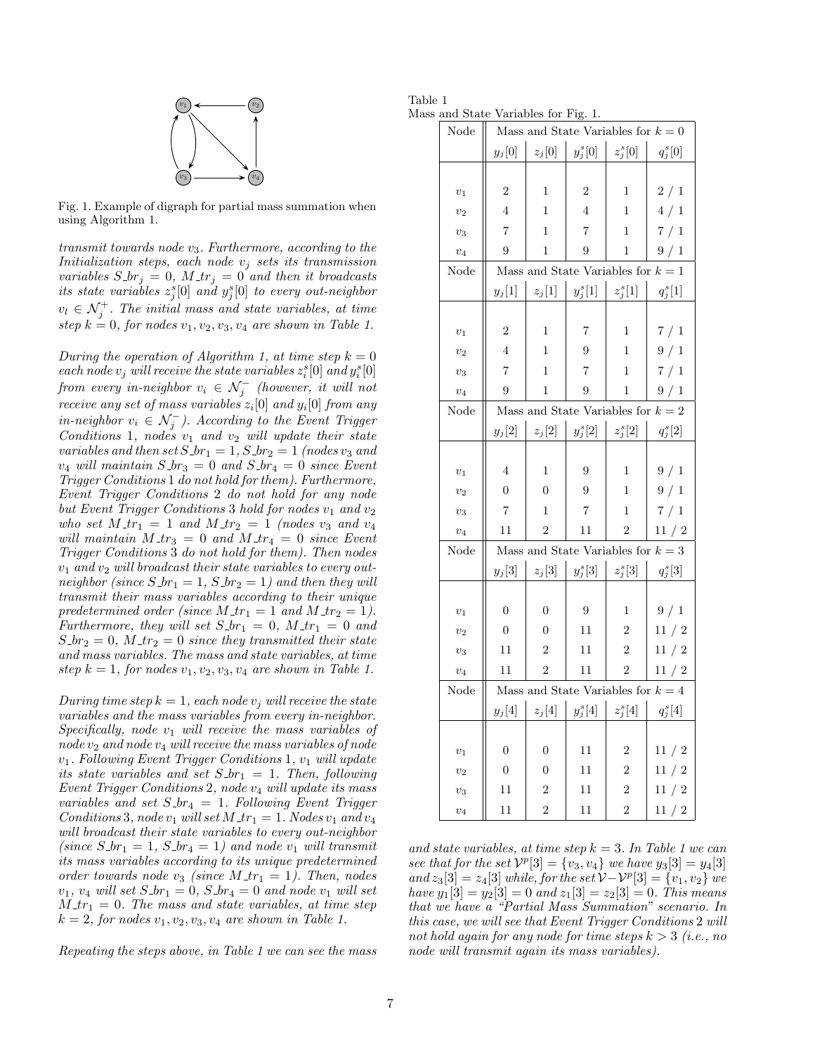Fig. 1. Example of digraph for partial mass summation when using Algorithm 1.

*transmit towards node $v_3$. Furthermore, according to the Initialization steps, each node $v_j$ sets its transmission variables $S\_br_j = 0$, $M\_tr_j = 0$ and then it broadcasts its state variables $z^s_j[0]$ and $y^s_j[0]$ to every out-neighbor $v_l \in \mathcal{N}^+_j$. The initial mass and state variables, at time step $k = 0$, for nodes $v_1, v_2, v_3, v_4$ are shown in Table 1.*

*During the operation of Algorithm 1, at time step $k = 0$ each node $v_j$ will receive the state variables $z^s_i[0]$ and $y^s_i[0]$ from every in-neighbor $v_i \in \mathcal{N}^-_j$ (however, it will not receive any set of mass variables $z_i[0]$ and $y_i[0]$ from any in-neighbor $v_i \in \mathcal{N}^-_j$). According to the Event Trigger Conditions 1, nodes $v_1$ and $v_2$ will update their state variables and then set $S\_br_1 = 1$, $S\_br_2 = 1$ (nodes $v_3$ and $v_4$ will maintain $S\_br_3 = 0$ and $S\_br_4 = 0$ since Event Trigger Conditions 1 do not hold for them). Furthermore, Event Trigger Conditions 2 do not hold for any node but Event Trigger Conditions 3 hold for nodes $v_1$ and $v_2$ who set $M\_tr_1 = 1$ and $M\_tr_2 = 1$ (nodes $v_3$ and $v_4$ will maintain $M\_tr_3 = 0$ and $M\_tr_4 = 0$ since Event Trigger Conditions 3 do not hold for them). Then nodes $v_1$ and $v_2$ will broadcast their state variables to every out-neighbor (since $S\_br_1 = 1$, $S\_br_2 = 1$) and then they will transmit their mass variables according to their unique predetermined order (since $M\_tr_1 = 1$ and $M\_tr_2 = 1$). Furthermore, they will set $S\_br_1 = 0$, $M\_tr_1 = 0$ and $S\_br_2 = 0$, $M\_tr_2 = 0$ since they transmitted their state and mass variables. The mass and state variables, at time step $k = 1$, for nodes $v_1, v_2, v_3, v_4$ are shown in Table 1.*

*During time step $k = 1$, each node $v_j$ will receive the state variables and the mass variables from every in-neighbor. Specifically, node $v_1$ will receive the mass variables of node $v_2$ and node $v_4$ will receive the mass variables of node $v_1$. Following Event Trigger Conditions 1, $v_1$ will update its state variables and set $S\_br_1 = 1$. Then, following Event Trigger Conditions 2, node $v_4$ will update its mass variables and set $S\_br_4 = 1$. Following Event Trigger Conditions 3, node $v_1$ will set $M\_tr_1 = 1$. Nodes $v_1$ and $v_4$ will broadcast their state variables to every out-neighbor (since $S\_br_1 = 1$, $S\_br_4 = 1$) and node $v_1$ will transmit its mass variables according to its unique predetermined order towards node $v_3$ (since $M\_tr_1 = 1$). Then, nodes $v_1$, $v_4$ will set $S\_br_1 = 0$, $S\_br_4 = 0$ and node $v_1$ will set $M\_tr_1 = 0$. The mass and state variables, at time step $k = 2$, for nodes $v_1, v_2, v_3, v_4$ are shown in Table 1.*

*Repeating the steps above, in Table 1 we can see the mass and state variables, at time step $k = 3$. In Table 1 we can see that for the set $\mathcal{V}^p[3] = \{v_3, v_4\}$ we have $y_3[3] = y_4[3]$ and $z_3[3] = z_4[3]$ while, for the set $\mathcal{V} - \mathcal{V}^p[3] = \{v_1, v_2\}$ we have $y_1[3] = y_2[3] = 0$ and $z_1[3] = z_2[3] = 0$. This means that we have a "Partial Mass Summation" scenario. In this case, we will see that Event Trigger Conditions 2 will not hold again for any node for time steps $k > 3$ (i.e., no node will transmit again its mass variables).*

Table 1
Mass and State Variables for Fig. 1.

| Node | Mass and State Variables for $k = 0$ | | | | |
|---|---|---|---|---|---|
| | $y_j[0]$ | $z_j[0]$ | $y^s_j[0]$ | $z^s_j[0]$ | $q^s_j[0]$ |
| $v_1$ | 2 | 1 | 2 | 1 | 2 / 1 |
| $v_2$ | 4 | 1 | 4 | 1 | 4 / 1 |
| $v_3$ | 7 | 1 | 7 | 1 | 7 / 1 |
| $v_4$ | 9 | 1 | 9 | 1 | 9 / 1 |
| **Node** | **Mass and State Variables for $k = 1$** | | | | |
| | $y_j[1]$ | $z_j[1]$ | $y^s_j[1]$ | $z^s_j[1]$ | $q^s_j[1]$ |
| $v_1$ | 2 | 1 | 7 | 1 | 7 / 1 |
| $v_2$ | 4 | 1 | 9 | 1 | 9 / 1 |
| $v_3$ | 7 | 1 | 7 | 1 | 7 / 1 |
| $v_4$ | 9 | 1 | 9 | 1 | 9 / 1 |
| **Node** | **Mass and State Variables for $k = 2$** | | | | |
| | $y_j[2]$ | $z_j[2]$ | $y^s_j[2]$ | $z^s_j[2]$ | $q^s_j[2]$ |
| $v_1$ | 4 | 1 | 9 | 1 | 9 / 1 |
| $v_2$ | 0 | 0 | 9 | 1 | 9 / 1 |
| $v_3$ | 7 | 1 | 7 | 1 | 7 / 1 |
| $v_4$ | 11 | 2 | 11 | 2 | 11 / 2 |
| **Node** | **Mass and State Variables for $k = 3$** | | | | |
| | $y_j[3]$ | $z_j[3]$ | $y^s_j[3]$ | $z^s_j[3]$ | $q^s_j[3]$ |
| $v_1$ | 0 | 0 | 9 | 1 | 9 / 1 |
| $v_2$ | 0 | 0 | 11 | 2 | 11 / 2 |
| $v_3$ | 11 | 2 | 11 | 2 | 11 / 2 |
| $v_4$ | 11 | 2 | 11 | 2 | 11 / 2 |
| **Node** | **Mass and State Variables for $k = 4$** | | | | |
| | $y_j[4]$ | $z_j[4]$ | $y^s_j[4]$ | $z^s_j[4]$ | $q^s_j[4]$ |
| $v_1$ | 0 | 0 | 11 | 2 | 11 / 2 |
| $v_2$ | 0 | 0 | 11 | 2 | 11 / 2 |
| $v_3$ | 11 | 2 | 11 | 2 | 11 / 2 |
| $v_4$ | 11 | 2 | 11 | 2 | 11 / 2 |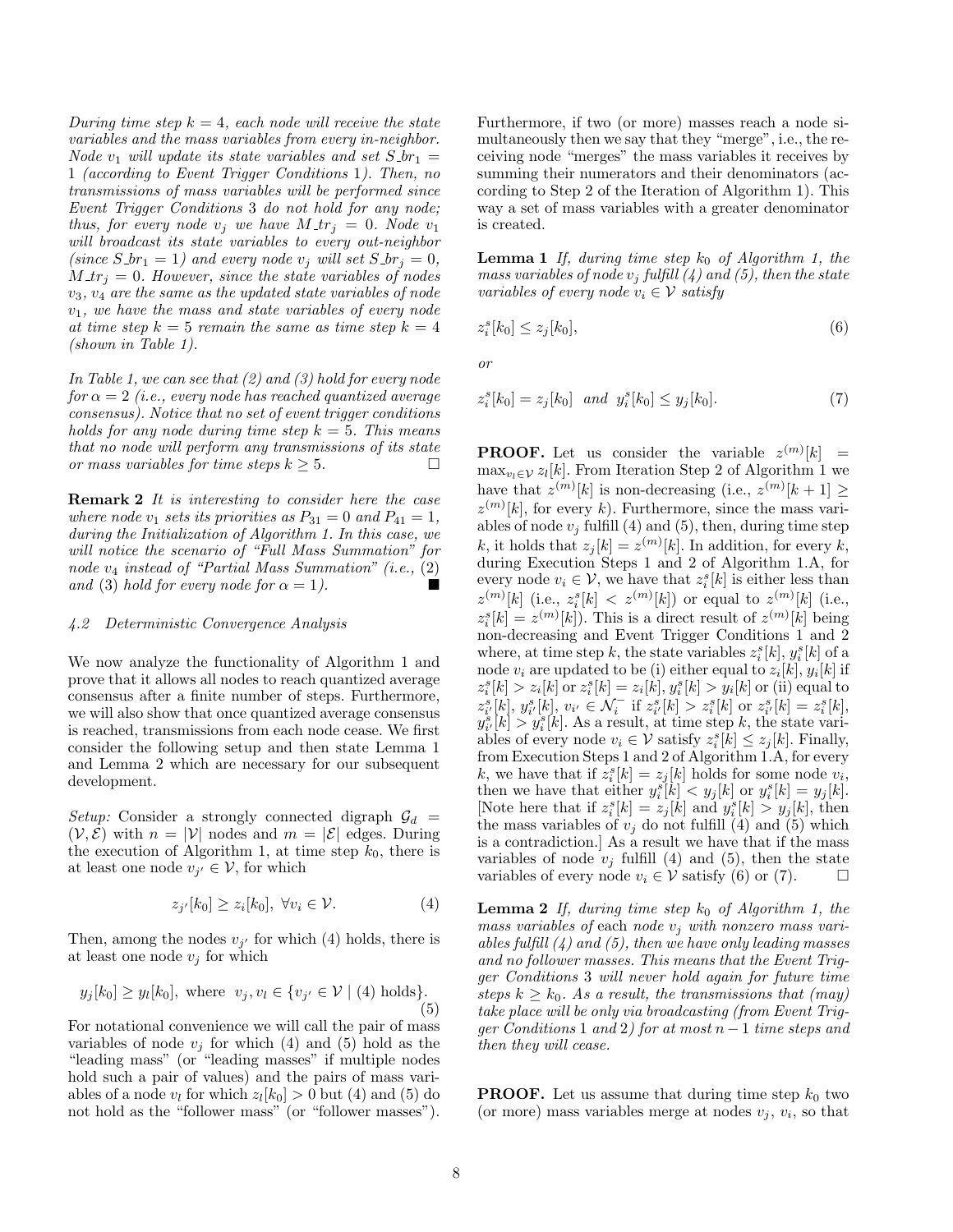*During time step $k = 4$, each node will receive the state variables and the mass variables from every in-neighbor. Node $v_1$ will update its state variables and set $S\_br_1 = 1$ (according to Event Trigger Conditions 1). Then, no transmissions of mass variables will be performed since Event Trigger Conditions 3 do not hold for any node; thus, for every node $v_j$ we have $M\_tr_j = 0$. Node $v_1$ will broadcast its state variables to every out-neighbor (since $S\_br_1 = 1$) and every node $v_j$ will set $S\_br_j = 0$, $M\_tr_j = 0$. However, since the state variables of nodes $v_3$, $v_4$ are the same as the updated state variables of node $v_1$, we have the mass and state variables of every node at time step $k = 5$ remain the same as time step $k = 4$ (shown in Table 1).*

*In Table 1, we can see that (2) and (3) hold for every node for $\alpha = 2$ (i.e., every node has reached quantized average consensus). Notice that no set of event trigger conditions holds for any node during time step $k = 5$. This means that no node will perform any transmissions of its state or mass variables for time steps $k \geq 5$.* □

**Remark 2** *It is interesting to consider here the case where node $v_1$ sets its priorities as $P_{31} = 0$ and $P_{41} = 1$, during the Initialization of Algorithm 1. In this case, we will notice the scenario of "Full Mass Summation" for node $v_4$ instead of "Partial Mass Summation" (i.e., (2) and (3) hold for every node for $\alpha = 1$).* ■

### 4.2 Deterministic Convergence Analysis

We now analyze the functionality of Algorithm 1 and prove that it allows all nodes to reach quantized average consensus after a finite number of steps. Furthermore, we will also show that once quantized average consensus is reached, transmissions from each node cease. We first consider the following setup and then state Lemma 1 and Lemma 2 which are necessary for our subsequent development.

*Setup:* Consider a strongly connected digraph $\mathcal{G}_d = (\mathcal{V}, \mathcal{E})$ with $n = |\mathcal{V}|$ nodes and $m = |\mathcal{E}|$ edges. During the execution of Algorithm 1, at time step $k_0$, there is at least one node $v_{j'} \in \mathcal{V}$, for which

$$z_{j'}[k_0] \geq z_i[k_0], \ \forall v_i \in \mathcal{V}. \tag{4}$$

Then, among the nodes $v_{j'}$ for which (4) holds, there is at least one node $v_j$ for which

$$y_j[k_0] \geq y_l[k_0], \ \text{where} \ \ v_j, v_l \in \{v_{j'} \in \mathcal{V} \mid (4) \text{ holds}\}. \tag{5}$$

For notational convenience we will call the pair of mass variables of node $v_j$ for which (4) and (5) hold as the "leading mass" (or "leading masses" if multiple nodes hold such a pair of values) and the pairs of mass variables of a node $v_l$ for which $z_l[k_0] > 0$ but (4) and (5) do not hold as the "follower mass" (or "follower masses"). Furthermore, if two (or more) masses reach a node simultaneously then we say that they "merge", i.e., the receiving node "merges" the mass variables it receives by summing their numerators and their denominators (according to Step 2 of the Iteration of Algorithm 1). This way a set of mass variables with a greater denominator is created.

**Lemma 1** *If, during time step $k_0$ of Algorithm 1, the mass variables of node $v_j$ fulfill (4) and (5), then the state variables of every node $v_i \in \mathcal{V}$ satisfy*

$$z_i^s[k_0] \leq z_j[k_0], \tag{6}$$

*or*

$$z_i^s[k_0] = z_j[k_0] \ \ and \ \ y_i^s[k_0] \leq y_j[k_0]. \tag{7}$$

**PROOF.** Let us consider the variable $z^{(m)}[k] = \max_{v_l \in \mathcal{V}} z_l[k]$. From Iteration Step 2 of Algorithm 1 we have that $z^{(m)}[k]$ is non-decreasing (i.e., $z^{(m)}[k+1] \geq z^{(m)}[k]$, for every $k$). Furthermore, since the mass variables of node $v_j$ fulfill (4) and (5), then, during time step $k$, it holds that $z_j[k] = z^{(m)}[k]$. In addition, for every $k$, during Execution Steps 1 and 2 of Algorithm 1.A, for every node $v_i \in \mathcal{V}$, we have that $z_i^s[k]$ is either less than $z^{(m)}[k]$ (i.e., $z_i^s[k] < z^{(m)}[k]$) or equal to $z^{(m)}[k]$ (i.e., $z_i^s[k] = z^{(m)}[k]$). This is a direct result of $z^{(m)}[k]$ being non-decreasing and Event Trigger Conditions 1 and 2 where, at time step $k$, the state variables $z_i^s[k]$, $y_i^s[k]$ of a node $v_i$ are updated to be (i) either equal to $z_i[k]$, $y_i[k]$ if $z_i^s[k] > z_i[k]$ or $z_i^s[k] = z_i[k]$, $y_i^s[k] > y_i[k]$ or (ii) equal to $z_{i'}^s[k]$, $y_{i'}^s[k]$, $v_{i'} \in \mathcal{N}_i^-$ if $z_{i'}^s[k] > z_i^s[k]$ or $z_{i'}^s[k] = z_i^s[k]$, $y_{i'}^s[k] > y_i^s[k]$. As a result, at time step $k$, the state variables of every node $v_i \in \mathcal{V}$ satisfy $z_i^s[k] \leq z_j[k]$. Finally, from Execution Steps 1 and 2 of Algorithm 1.A, for every $k$, we have that if $z_i^s[k] = z_j[k]$ holds for some node $v_i$, then we have that either $y_i^s[k] < y_j[k]$ or $y_i^s[k] = y_j[k]$. [Note here that if $z_i^s[k] = z_j[k]$ and $y_i^s[k] > y_j[k]$, then the mass variables of $v_j$ do not fulfill (4) and (5) which is a contradiction.] As a result we have that if the mass variables of node $v_j$ fulfill (4) and (5), then the state variables of every node $v_i \in \mathcal{V}$ satisfy (6) or (7). □

**Lemma 2** *If, during time step $k_0$ of Algorithm 1, the mass variables of each node $v_j$ with nonzero mass variables fulfill (4) and (5), then we have only leading masses and no follower masses. This means that the Event Trigger Conditions 3 will never hold again for future time steps $k \geq k_0$. As a result, the transmissions that (may) take place will be only via broadcasting (from Event Trigger Conditions 1 and 2) for at most $n - 1$ time steps and then they will cease.*

**PROOF.** Let us assume that during time step $k_0$ two (or more) mass variables merge at nodes $v_j$, $v_i$, so that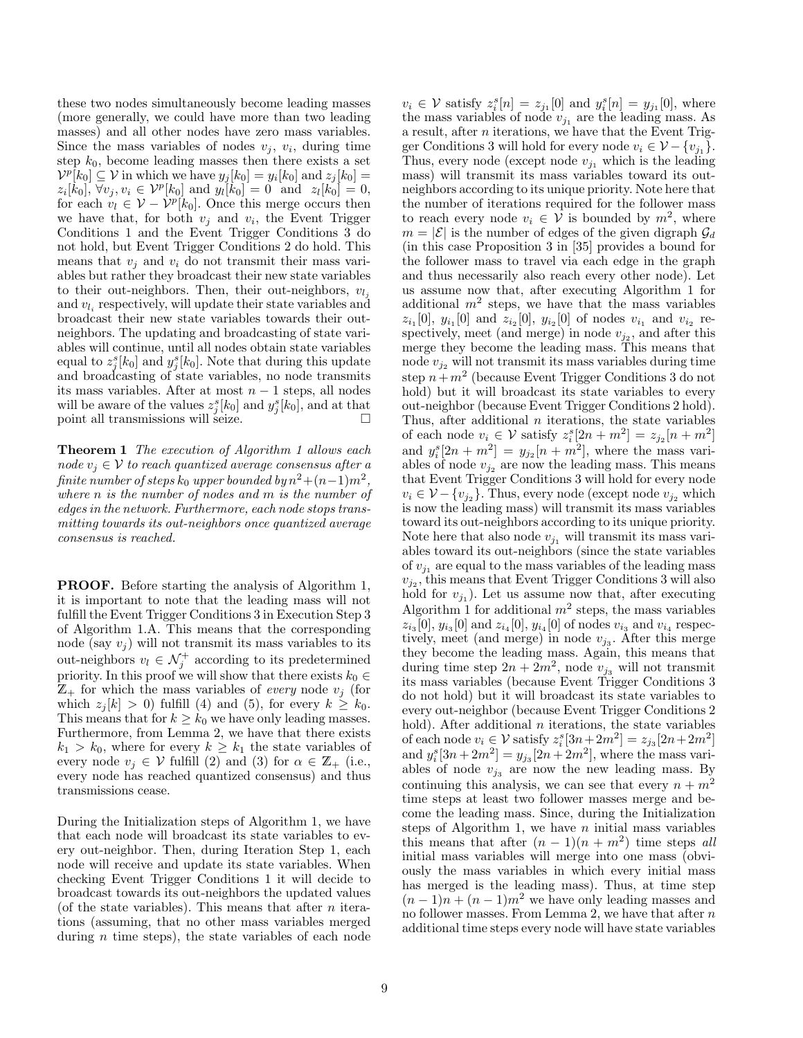these two nodes simultaneously become leading masses (more generally, we could have more than two leading masses) and all other nodes have zero mass variables. Since the mass variables of nodes $v_j$, $v_i$, during time step $k_0$, become leading masses then there exists a set $\mathcal{V}^p[k_0] \subseteq \mathcal{V}$ in which we have $y_j[k_0] = y_i[k_0]$ and $z_j[k_0] = z_i[k_0]$, $\forall v_j, v_i \in \mathcal{V}^p[k_0]$ and $y_l[k_0] = 0$ and $z_l[k_0] = 0$, for each $v_l \in \mathcal{V} - \mathcal{V}^p[k_0]$. Once this merge occurs then we have that, for both $v_j$ and $v_i$, the Event Trigger Conditions 1 and the Event Trigger Conditions 3 do not hold, but Event Trigger Conditions 2 do hold. This means that $v_j$ and $v_i$ do not transmit their mass variables but rather they broadcast their new state variables to their out-neighbors. Then, their out-neighbors, $v_{l_j}$ and $v_{l_i}$ respectively, will update their state variables and broadcast their new state variables towards their out-neighbors. The updating and broadcasting of state variables will continue, until all nodes obtain state variables equal to $z_j^s[k_0]$ and $y_j^s[k_0]$. Note that during this update and broadcasting of state variables, no node transmits its mass variables. After at most $n-1$ steps, all nodes will be aware of the values $z_j^s[k_0]$ and $y_j^s[k_0]$, and at that point all transmissions will seize. $\square$

**Theorem 1** *The execution of Algorithm 1 allows each node $v_j \in \mathcal{V}$ to reach quantized average consensus after a finite number of steps $k_0$ upper bounded by $n^2 + (n-1)m^2$, where $n$ is the number of nodes and $m$ is the number of edges in the network. Furthermore, each node stops transmitting towards its out-neighbors once quantized average consensus is reached.*

**PROOF.** Before starting the analysis of Algorithm 1, it is important to note that the leading mass will not fulfill the Event Trigger Conditions 3 in Execution Step 3 of Algorithm 1.A. This means that the corresponding node (say $v_j$) will not transmit its mass variables to its out-neighbors $v_l \in \mathcal{N}_j^+$ according to its predetermined priority. In this proof we will show that there exists $k_0 \in \mathbb{Z}_+$ for which the mass variables of *every* node $v_j$ (for which $z_j[k] > 0$) fulfill (4) and (5), for every $k \geq k_0$. This means that for $k \geq k_0$ we have only leading masses. Furthermore, from Lemma 2, we have that there exists $k_1 > k_0$, where for every $k \geq k_1$ the state variables of every node $v_j \in \mathcal{V}$ fulfill (2) and (3) for $\alpha \in \mathbb{Z}_+$ (i.e., every node has reached quantized consensus) and thus transmissions cease.

During the Initialization steps of Algorithm 1, we have that each node will broadcast its state variables to every out-neighbor. Then, during Iteration Step 1, each node will receive and update its state variables. When checking Event Trigger Conditions 1 it will decide to broadcast towards its out-neighbors the updated values (of the state variables). This means that after $n$ iterations (assuming, that no other mass variables merged during $n$ time steps), the state variables of each node $v_i \in \mathcal{V}$ satisfy $z_i^s[n] = z_{j_1}[0]$ and $y_i^s[n] = y_{j_1}[0]$, where the mass variables of node $v_{j_1}$ are the leading mass. As a result, after $n$ iterations, we have that the Event Trigger Conditions 3 will hold for every node $v_i \in \mathcal{V} - \{v_{j_1}\}$. Thus, every node (except node $v_{j_1}$ which is the leading mass) will transmit its mass variables toward its out-neighbors according to its unique priority. Note here that the number of iterations required for the follower mass to reach every node $v_i \in \mathcal{V}$ is bounded by $m^2$, where $m = |\mathcal{E}|$ is the number of edges of the given digraph $\mathcal{G}_d$ (in this case Proposition 3 in [35] provides a bound for the follower mass to travel via each edge in the graph and thus necessarily also reach every other node). Let us assume now that, after executing Algorithm 1 for additional $m^2$ steps, we have that the mass variables $z_{i_1}[0]$, $y_{i_1}[0]$ and $z_{i_2}[0]$, $y_{i_2}[0]$ of nodes $v_{i_1}$ and $v_{i_2}$ respectively, meet (and merge) in node $v_{j_2}$, and after this merge they become the leading mass. This means that node $v_{j_2}$ will not transmit its mass variables during time step $n + m^2$ (because Event Trigger Conditions 3 do not hold) but it will broadcast its state variables to every out-neighbor (because Event Trigger Conditions 2 hold). Thus, after additional $n$ iterations, the state variables of each node $v_i \in \mathcal{V}$ satisfy $z_i^s[2n + m^2] = z_{j_2}[n + m^2]$ and $y_i^s[2n + m^2] = y_{j_2}[n + m^2]$, where the mass variables of node $v_{j_2}$ are now the leading mass. This means that Event Trigger Conditions 3 will hold for every node $v_i \in \mathcal{V} - \{v_{j_2}\}$. Thus, every node (except node $v_{j_2}$ which is now the leading mass) will transmit its mass variables toward its out-neighbors according to its unique priority. Note here that also node $v_{j_1}$ will transmit its mass variables toward its out-neighbors (since the state variables of $v_{j_1}$ are equal to the mass variables of the leading mass $v_{j_2}$, this means that Event Trigger Conditions 3 will also hold for $v_{j_1}$). Let us assume now that, after executing Algorithm 1 for additional $m^2$ steps, the mass variables $z_{i_3}[0]$, $y_{i_3}[0]$ and $z_{i_4}[0]$, $y_{i_4}[0]$ of nodes $v_{i_3}$ and $v_{i_4}$ respectively, meet (and merge) in node $v_{j_3}$. After this merge they become the leading mass. Again, this means that during time step $2n + 2m^2$, node $v_{j_3}$ will not transmit its mass variables (because Event Trigger Conditions 3 do not hold) but it will broadcast its state variables to every out-neighbor (because Event Trigger Conditions 2 hold). After additional $n$ iterations, the state variables of each node $v_i \in \mathcal{V}$ satisfy $z_i^s[3n + 2m^2] = z_{j_3}[2n + 2m^2]$ and $y_i^s[3n + 2m^2] = y_{j_3}[2n + 2m^2]$, where the mass variables of node $v_{j_3}$ are now the new leading mass. By continuing this analysis, we can see that every $n + m^2$ time steps at least two follower masses merge and become the leading mass. Since, during the Initialization steps of Algorithm 1, we have $n$ initial mass variables this means that after $(n-1)(n + m^2)$ time steps *all* initial mass variables will merge into one mass (obviously the mass variables in which every initial mass has merged is the leading mass). Thus, at time step $(n-1)n + (n-1)m^2$ we have only leading masses and no follower masses. From Lemma 2, we have that after $n$ additional time steps every node will have state variables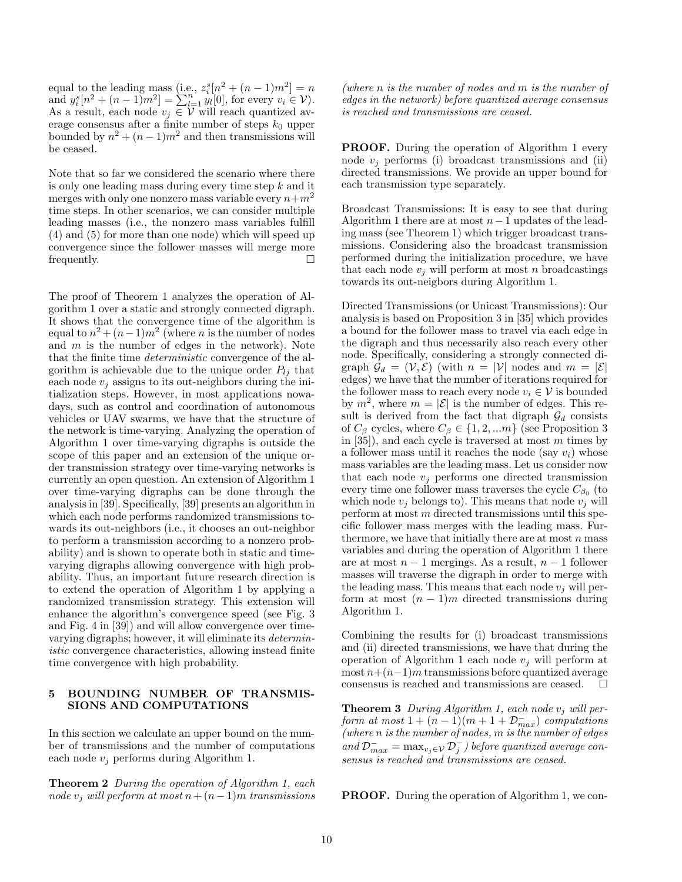equal to the leading mass (i.e., $z_i^s[n^2 + (n-1)m^2] = n$ and $y_i^s[n^2 + (n-1)m^2] = \sum_{l=1}^{n} y_l[0]$, for every $v_i \in \mathcal{V}$). As a result, each node $v_j \in \mathcal{V}$ will reach quantized average consensus after a finite number of steps $k_0$ upper bounded by $n^2 + (n-1)m^2$ and then transmissions will be ceased.

Note that so far we considered the scenario where there is only one leading mass during every time step $k$ and it merges with only one nonzero mass variable every $n+m^2$ time steps. In other scenarios, we can consider multiple leading masses (i.e., the nonzero mass variables fulfill (4) and (5) for more than one node) which will speed up convergence since the follower masses will merge more frequently. □

The proof of Theorem 1 analyzes the operation of Algorithm 1 over a static and strongly connected digraph. It shows that the convergence time of the algorithm is equal to $n^2 + (n-1)m^2$ (where $n$ is the number of nodes and $m$ is the number of edges in the network). Note that the finite time *deterministic* convergence of the algorithm is achievable due to the unique order $P_{lj}$ that each node $v_j$ assigns to its out-neighbors during the initialization steps. However, in most applications nowadays, such as control and coordination of autonomous vehicles or UAV swarms, we have that the structure of the network is time-varying. Analyzing the operation of Algorithm 1 over time-varying digraphs is outside the scope of this paper and an extension of the unique order transmission strategy over time-varying networks is currently an open question. An extension of Algorithm 1 over time-varying digraphs can be done through the analysis in [39]. Specifically, [39] presents an algorithm in which each node performs randomized transmissions towards its out-neighbors (i.e., it chooses an out-neighbor to perform a transmission according to a nonzero probability) and is shown to operate both in static and time-varying digraphs allowing convergence with high probability. Thus, an important future research direction is to extend the operation of Algorithm 1 by applying a randomized transmission strategy. This extension will enhance the algorithm's convergence speed (see Fig. 3 and Fig. 4 in [39]) and will allow convergence over time-varying digraphs; however, it will eliminate its *deterministic* convergence characteristics, allowing instead finite time convergence with high probability.

## 5 BOUNDING NUMBER OF TRANSMISSIONS AND COMPUTATIONS

In this section we calculate an upper bound on the number of transmissions and the number of computations each node $v_j$ performs during Algorithm 1.

**Theorem 2** *During the operation of Algorithm 1, each node $v_j$ will perform at most $n+(n-1)m$ transmissions (where $n$ is the number of nodes and $m$ is the number of edges in the network) before quantized average consensus is reached and transmissions are ceased.*

**PROOF.** During the operation of Algorithm 1 every node $v_j$ performs (i) broadcast transmissions and (ii) directed transmissions. We provide an upper bound for each transmission type separately.

Broadcast Transmissions: It is easy to see that during Algorithm 1 there are at most $n-1$ updates of the leading mass (see Theorem 1) which trigger broadcast transmissions. Considering also the broadcast transmission performed during the initialization procedure, we have that each node $v_j$ will perform at most $n$ broadcastings towards its out-neigbors during Algorithm 1.

Directed Transmissions (or Unicast Transmissions): Our analysis is based on Proposition 3 in [35] which provides a bound for the follower mass to travel via each edge in the digraph and thus necessarily also reach every other node. Specifically, considering a strongly connected digraph $\mathcal{G}_d = (\mathcal{V}, \mathcal{E})$ (with $n = |\mathcal{V}|$ nodes and $m = |\mathcal{E}|$ edges) we have that the number of iterations required for the follower mass to reach every node $v_i \in \mathcal{V}$ is bounded by $m^2$, where $m = |\mathcal{E}|$ is the number of edges. This result is derived from the fact that digraph $\mathcal{G}_d$ consists of $C_\beta$ cycles, where $C_\beta \in \{1, 2, ...m\}$ (see Proposition 3 in [35]), and each cycle is traversed at most $m$ times by a follower mass until it reaches the node (say $v_i$) whose mass variables are the leading mass. Let us consider now that each node $v_j$ performs one directed transmission every time one follower mass traverses the cycle $C_{\beta_0}$ (to which node $v_j$ belongs to). This means that node $v_j$ will perform at most $m$ directed transmissions until this specific follower mass merges with the leading mass. Furthermore, we have that initially there are at most $n$ mass variables and during the operation of Algorithm 1 there are at most $n-1$ mergings. As a result, $n-1$ follower masses will traverse the digraph in order to merge with the leading mass. This means that each node $v_j$ will perform at most $(n-1)m$ directed transmissions during Algorithm 1.

Combining the results for (i) broadcast transmissions and (ii) directed transmissions, we have that during the operation of Algorithm 1 each node $v_j$ will perform at most $n+(n-1)m$ transmissions before quantized average consensus is reached and transmissions are ceased. □

**Theorem 3** *During Algorithm 1, each node $v_j$ will perform at most $1 + (n-1)(m + 1 + \mathcal{D}_{max}^-)$ computations (where $n$ is the number of nodes, $m$ is the number of edges and $\mathcal{D}_{max}^- = \max_{v_j \in \mathcal{V}} \mathcal{D}_j^-$) before quantized average consensus is reached and transmissions are ceased.*

**PROOF.** During the operation of Algorithm 1, we con-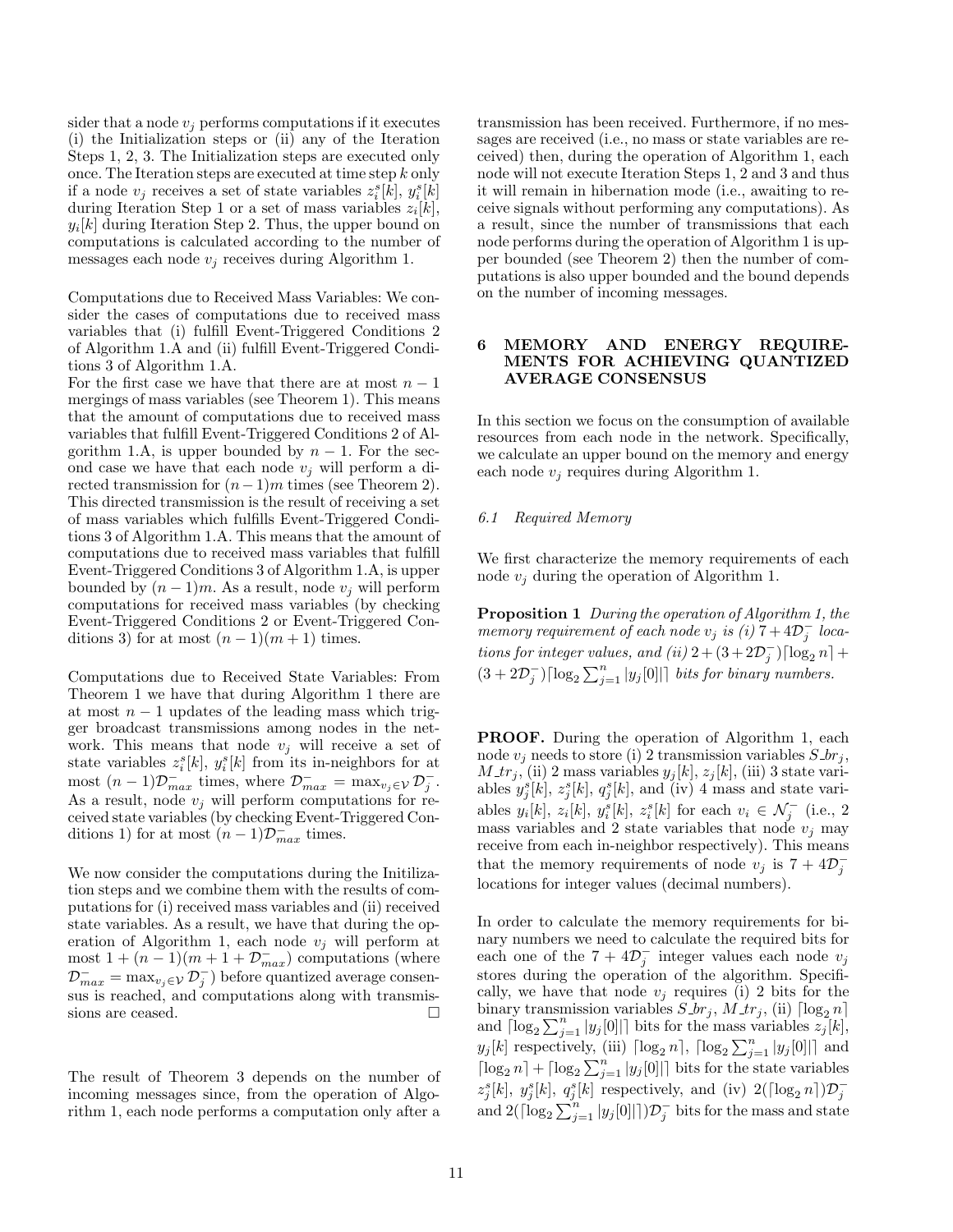sider that a node $v_j$ performs computations if it executes (i) the Initialization steps or (ii) any of the Iteration Steps 1, 2, 3. The Initialization steps are executed only once. The Iteration steps are executed at time step $k$ only if a node $v_j$ receives a set of state variables $z_i^s[k]$, $y_i^s[k]$ during Iteration Step 1 or a set of mass variables $z_i[k]$, $y_i[k]$ during Iteration Step 2. Thus, the upper bound on computations is calculated according to the number of messages each node $v_j$ receives during Algorithm 1.

Computations due to Received Mass Variables: We consider the cases of computations due to received mass variables that (i) fulfill Event-Triggered Conditions 2 of Algorithm 1.A and (ii) fulfill Event-Triggered Conditions 3 of Algorithm 1.A.
For the first case we have that there are at most $n-1$ mergings of mass variables (see Theorem 1). This means that the amount of computations due to received mass variables that fulfill Event-Triggered Conditions 2 of Algorithm 1.A, is upper bounded by $n-1$. For the second case we have that each node $v_j$ will perform a directed transmission for $(n-1)m$ times (see Theorem 2). This directed transmission is the result of receiving a set of mass variables which fulfills Event-Triggered Conditions 3 of Algorithm 1.A. This means that the amount of computations due to received mass variables that fulfill Event-Triggered Conditions 3 of Algorithm 1.A, is upper bounded by $(n-1)m$. As a result, node $v_j$ will perform computations for received mass variables (by checking Event-Triggered Conditions 2 or Event-Triggered Conditions 3) for at most $(n-1)(m+1)$ times.

Computations due to Received State Variables: From Theorem 1 we have that during Algorithm 1 there are at most $n-1$ updates of the leading mass which trigger broadcast transmissions among nodes in the network. This means that node $v_j$ will receive a set of state variables $z_i^s[k]$, $y_i^s[k]$ from its in-neighbors for at most $(n-1)\mathcal{D}_{max}^-$ times, where $\mathcal{D}_{max}^- = \max_{v_j \in \mathcal{V}} \mathcal{D}_j^-$. As a result, node $v_j$ will perform computations for received state variables (by checking Event-Triggered Conditions 1) for at most $(n-1)\mathcal{D}_{max}^-$ times.

We now consider the computations during the Initilization steps and we combine them with the results of computations for (i) received mass variables and (ii) received state variables. As a result, we have that during the operation of Algorithm 1, each node $v_j$ will perform at most $1+(n-1)(m+1+\mathcal{D}_{max}^-)$ computations (where $\mathcal{D}_{max}^- = \max_{v_j \in \mathcal{V}} \mathcal{D}_j^-$) before quantized average consensus is reached, and computations along with transmissions are ceased. $\square$

The result of Theorem 3 depends on the number of incoming messages since, from the operation of Algorithm 1, each node performs a computation only after a transmission has been received. Furthermore, if no messages are received (i.e., no mass or state variables are received) then, during the operation of Algorithm 1, each node will not execute Iteration Steps 1, 2 and 3 and thus it will remain in hibernation mode (i.e., awaiting to receive signals without performing any computations). As a result, since the number of transmissions that each node performs during the operation of Algorithm 1 is upper bounded (see Theorem 2) then the number of computations is also upper bounded and the bound depends on the number of incoming messages.

## 6 MEMORY AND ENERGY REQUIREMENTS FOR ACHIEVING QUANTIZED AVERAGE CONSENSUS

In this section we focus on the consumption of available resources from each node in the network. Specifically, we calculate an upper bound on the memory and energy each node $v_j$ requires during Algorithm 1.

### 6.1 Required Memory

We first characterize the memory requirements of each node $v_j$ during the operation of Algorithm 1.

**Proposition 1** *During the operation of Algorithm 1, the memory requirement of each node $v_j$ is (i) $7+4\mathcal{D}_j^-$ locations for integer values, and (ii) $2+(3+2\mathcal{D}_j^-)\lceil \log_2 n \rceil + (3+2\mathcal{D}_j^-)\lceil \log_2 \sum_{j=1}^n |y_j[0]| \rceil$ bits for binary numbers.*

**PROOF.** During the operation of Algorithm 1, each node $v_j$ needs to store (i) 2 transmission variables $S\_br_j$, $M\_tr_j$, (ii) 2 mass variables $y_j[k]$, $z_j[k]$, (iii) 3 state variables $y_j^s[k]$, $z_j^s[k]$, $q_j^s[k]$, and (iv) 4 mass and state variables $y_i[k]$, $z_i[k]$, $y_i^s[k]$, $z_i^s[k]$ for each $v_i \in \mathcal{N}_j^-$ (i.e., 2 mass variables and 2 state variables that node $v_j$ may receive from each in-neighbor respectively). This means that the memory requirements of node $v_j$ is $7+4\mathcal{D}_j^-$ locations for integer values (decimal numbers).

In order to calculate the memory requirements for binary numbers we need to calculate the required bits for each one of the $7+4\mathcal{D}_j^-$ integer values each node $v_j$ stores during the operation of the algorithm. Specifically, we have that node $v_j$ requires (i) 2 bits for the binary transmission variables $S\_br_j$, $M\_tr_j$, (ii) $\lceil \log_2 n \rceil$ and $\lceil \log_2 \sum_{j=1}^n |y_j[0]| \rceil$ bits for the mass variables $z_j[k]$, $y_j[k]$ respectively, (iii) $\lceil \log_2 n \rceil$, $\lceil \log_2 \sum_{j=1}^n |y_j[0]| \rceil$ and $\lceil \log_2 n \rceil + \lceil \log_2 \sum_{j=1}^n |y_j[0]| \rceil$ bits for the state variables $z_j^s[k]$, $y_j^s[k]$, $q_j^s[k]$ respectively, and (iv) $2(\lceil \log_2 n \rceil)\mathcal{D}_j^-$ and $2(\lceil \log_2 \sum_{j=1}^n |y_j[0]| \rceil)\mathcal{D}_j^-$ bits for the mass and state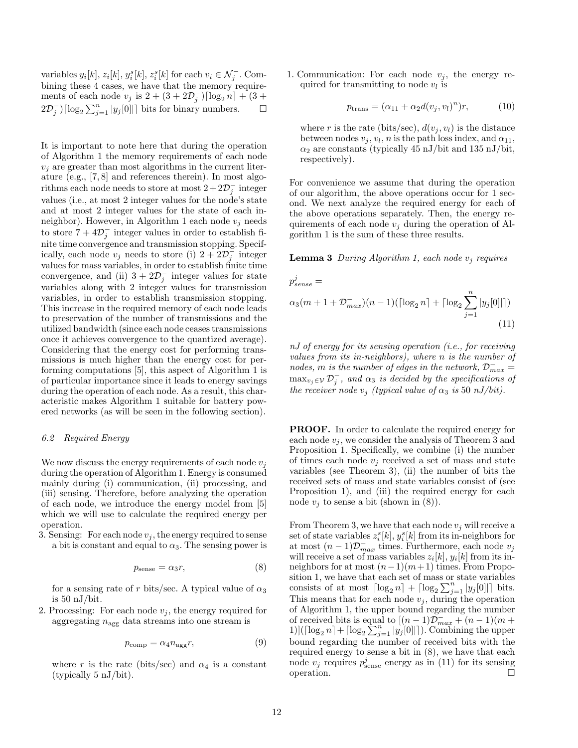variables $y_i[k]$, $z_i[k]$, $y_i^s[k]$, $z_i^s[k]$ for each $v_i \in \mathcal{N}_j^-$. Combining these 4 cases, we have that the memory requirements of each node $v_j$ is $2 + (3 + 2\mathcal{D}_j^-)\lceil \log_2 n \rceil + (3 + 2\mathcal{D}_j^-)\lceil \log_2 \sum_{j=1}^n |y_j[0]| \rceil$ bits for binary numbers. □

It is important to note here that during the operation of Algorithm 1 the memory requirements of each node $v_j$ are greater than most algorithms in the current literature (e.g., [7, 8] and references therein). In most algorithms each node needs to store at most $2 + 2\mathcal{D}_j^-$ integer values (i.e., at most 2 integer values for the node's state and at most 2 integer values for the state of each in-neighbor). However, in Algorithm 1 each node $v_j$ needs to store $7 + 4\mathcal{D}_j^-$ integer values in order to establish finite time convergence and transmission stopping. Specifically, each node $v_j$ needs to store (i) $2 + 2\mathcal{D}_j^-$ integer values for mass variables, in order to establish finite time convergence, and (ii) $3 + 2\mathcal{D}_j^-$ integer values for state variables along with 2 integer values for transmission variables, in order to establish transmission stopping. This increase in the required memory of each node leads to preservation of the number of transmissions and the utilized bandwidth (since each node ceases transmissions once it achieves convergence to the quantized average). Considering that the energy cost for performing transmissions is much higher than the energy cost for performing computations [5], this aspect of Algorithm 1 is of particular importance since it leads to energy savings during the operation of each node. As a result, this characteristic makes Algorithm 1 suitable for battery powered networks (as will be seen in the following section).

### 6.2 Required Energy

We now discuss the energy requirements of each node $v_j$ during the operation of Algorithm 1. Energy is consumed mainly during (i) communication, (ii) processing, and (iii) sensing. Therefore, before analyzing the operation of each node, we introduce the energy model from [5] which we will use to calculate the required energy per operation.

3. Sensing: For each node $v_j$, the energy required to sense a bit is constant and equal to $\alpha_3$. The sensing power is

$$p_{\text{sense}} = \alpha_3 r, \tag{8}$$

for a sensing rate of $r$ bits/sec. A typical value of $\alpha_3$ is 50 nJ/bit.

2. Processing: For each node $v_j$, the energy required for aggregating $n_{\text{agg}}$ data streams into one stream is

$$p_{\text{comp}} = \alpha_4 n_{\text{agg}} r, \tag{9}$$

where $r$ is the rate (bits/sec) and $\alpha_4$ is a constant (typically 5 nJ/bit).

1. Communication: For each node $v_j$, the energy required for transmitting to node $v_l$ is

$$p_{\text{trans}} = (\alpha_{11} + \alpha_2 d(v_j, v_l)^n) r, \tag{10}$$

where $r$ is the rate (bits/sec), $d(v_j, v_l)$ is the distance between nodes $v_j$, $v_l$, $n$ is the path loss index, and $\alpha_{11}$, $\alpha_2$ are constants (typically 45 nJ/bit and 135 nJ/bit, respectively).

For convenience we assume that during the operation of our algorithm, the above operations occur for 1 second. We next analyze the required energy for each of the above operations separately. Then, the energy requirements of each node $v_j$ during the operation of Algorithm 1 is the sum of these three results.

**Lemma 3** *During Algorithm 1, each node $v_j$ requires*

$$p_{sense}^j = \alpha_3(m + 1 + \mathcal{D}_{max}^-)(n-1)(\lceil \log_2 n \rceil + \lceil \log_2 \sum_{j=1}^n |y_j[0]| \rceil) \tag{11}$$

*nJ of energy for its sensing operation (i.e., for receiving values from its in-neighbors), where $n$ is the number of nodes, $m$ is the number of edges in the network, $\mathcal{D}_{max}^- = \max_{v_j \in \mathcal{V}} \mathcal{D}_j^-$, and $\alpha_3$ is decided by the specifications of the receiver node $v_j$ (typical value of $\alpha_3$ is 50 nJ/bit).*

**PROOF.** In order to calculate the required energy for each node $v_j$, we consider the analysis of Theorem 3 and Proposition 1. Specifically, we combine (i) the number of times each node $v_j$ received a set of mass and state variables (see Theorem 3), (ii) the number of bits the received sets of mass and state variables consist of (see Proposition 1), and (iii) the required energy for each node $v_j$ to sense a bit (shown in (8)).

From Theorem 3, we have that each node $v_j$ will receive a set of state variables $z_i^s[k]$, $y_i^s[k]$ from its in-neighbors for at most $(n-1)\mathcal{D}_{max}^-$ times. Furthermore, each node $v_j$ will receive a set of mass variables $z_i[k]$, $y_i[k]$ from its in-neighbors for at most $(n-1)(m+1)$ times. From Proposition 1, we have that each set of mass or state variables consists of at most $\lceil \log_2 n \rceil + \lceil \log_2 \sum_{j=1}^n |y_j[0]| \rceil$ bits. This means that for each node $v_j$, during the operation of Algorithm 1, the upper bound regarding the number of received bits is equal to $[(n-1)\mathcal{D}_{max}^- + (n-1)(m+1)](\lceil \log_2 n \rceil + \lceil \log_2 \sum_{j=1}^n |y_j[0]| \rceil)$. Combining the upper bound regarding the number of received bits with the required energy to sense a bit in (8), we have that each node $v_j$ requires $p_{\text{sense}}^j$ energy as in (11) for its sensing operation. □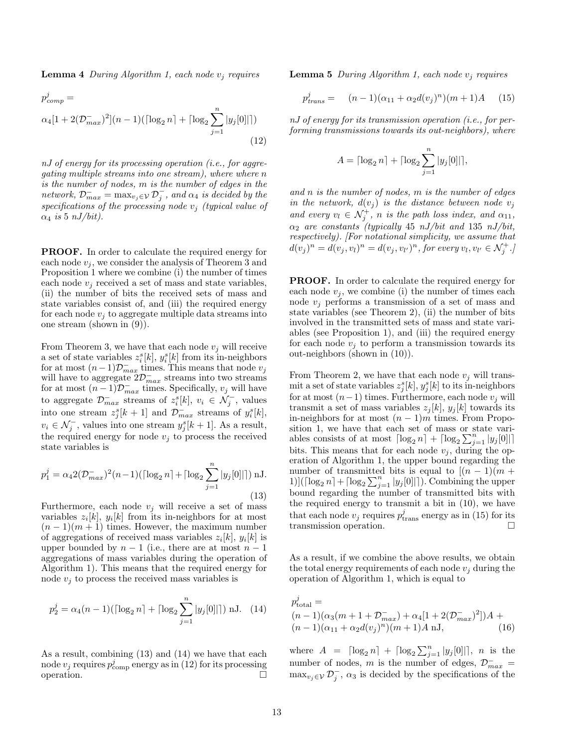**Lemma 4** *During Algorithm 1, each node $v_j$ requires*

$$p^j_{comp} = \alpha_4[1 + 2(\mathcal{D}^-_{max})^2](n-1)(\lceil \log_2 n \rceil + \lceil \log_2 \sum_{j=1}^{n} |y_j[0]| \rceil) \tag{12}$$

*nJ of energy for its processing operation (i.e., for aggregating multiple streams into one stream), where where $n$ is the number of nodes, $m$ is the number of edges in the network, $\mathcal{D}^-_{max} = \max_{v_j \in \mathcal{V}} \mathcal{D}^-_j$, and $\alpha_4$ is decided by the specifications of the processing node $v_j$ (typical value of $\alpha_4$ is 5 nJ/bit).*

**PROOF.** In order to calculate the required energy for each node $v_j$, we consider the analysis of Theorem 3 and Proposition 1 where we combine (i) the number of times each node $v_j$ received a set of mass and state variables, (ii) the number of bits the received sets of mass and state variables consist of, and (iii) the required energy for each node $v_j$ to aggregate multiple data streams into one stream (shown in (9)).

From Theorem 3, we have that each node $v_j$ will receive a set of state variables $z^s_i[k]$, $y^s_i[k]$ from its in-neighbors for at most $(n-1)\mathcal{D}^-_{max}$ times. This means that node $v_j$ will have to aggregate $2\mathcal{D}^-_{max}$ streams into two streams for at most $(n-1)\mathcal{D}^-_{max}$ times. Specifically, $v_j$ will have to aggregate $\mathcal{D}^-_{max}$ streams of $z^s_i[k]$, $v_i \in \mathcal{N}^-_j$, values into one stream $z^s_j[k+1]$ and $\mathcal{D}^-_{max}$ streams of $y^s_i[k]$, $v_i \in \mathcal{N}^-_j$, values into one stream $y^s_j[k+1]$. As a result, the required energy for node $v_j$ to process the received state variables is

$$p^j_1 = \alpha_4 2(\mathcal{D}^-_{max})^2(n-1)(\lceil \log_2 n \rceil + \lceil \log_2 \sum_{j=1}^{n} |y_j[0]| \rceil) \text{ nJ}. \tag{13}$$

Furthermore, each node $v_j$ will receive a set of mass variables $z_i[k]$, $y_i[k]$ from its in-neighbors for at most $(n-1)(m+1)$ times. However, the maximum number of aggregations of received mass variables $z_i[k]$, $y_i[k]$ is upper bounded by $n-1$ (i.e., there are at most $n-1$ aggregations of mass variables during the operation of Algorithm 1). This means that the required energy for node $v_j$ to process the received mass variables is

$$p^j_2 = \alpha_4(n-1)(\lceil \log_2 n \rceil + \lceil \log_2 \sum_{j=1}^{n} |y_j[0]| \rceil) \text{ nJ}. \tag{14}$$

As a result, combining (13) and (14) we have that each node $v_j$ requires $p^j_{\text{comp}}$ energy as in (12) for its processing operation. □

**Lemma 5** *During Algorithm 1, each node $v_j$ requires*

$$p^j_{trans} = \quad (n-1)(\alpha_{11} + \alpha_2 d(v_j)^n)(m+1)A \tag{15}$$

*nJ of energy for its transmission operation (i.e., for performing transmissions towards its out-neighbors), where*

$$A = \lceil \log_2 n \rceil + \lceil \log_2 \sum_{j=1}^{n} |y_j[0]| \rceil,$$

*and $n$ is the number of nodes, $m$ is the number of edges in the network, $d(v_j)$ is the distance between node $v_j$ and every $v_l \in \mathcal{N}^+_j$, $n$ is the path loss index, and $\alpha_{11}$, $\alpha_2$ are constants (typically 45 nJ/bit and 135 nJ/bit, respectively). [For notational simplicity, we assume that $d(v_j)^n = d(v_j, v_l)^n = d(v_j, v_{l'})^n$, for every $v_l, v_{l'} \in \mathcal{N}^+_j$.]*

**PROOF.** In order to calculate the required energy for each node $v_j$, we combine (i) the number of times each node $v_j$ performs a transmission of a set of mass and state variables (see Theorem 2), (ii) the number of bits involved in the transmitted sets of mass and state variables (see Proposition 1), and (iii) the required energy for each node $v_j$ to perform a transmission towards its out-neighbors (shown in (10)).

From Theorem 2, we have that each node $v_j$ will transmit a set of state variables $z^s_j[k]$, $y^s_j[k]$ to its in-neighbors for at most $(n-1)$ times. Furthermore, each node $v_j$ will transmit a set of mass variables $z_j[k]$, $y_j[k]$ towards its in-neighbors for at most $(n-1)m$ times. From Proposition 1, we have that each set of mass or state variables consists of at most $\lceil \log_2 n \rceil + \lceil \log_2 \sum_{j=1}^{n} |y_j[0]| \rceil$ bits. This means that for each node $v_j$, during the operation of Algorithm 1, the upper bound regarding the number of transmitted bits is equal to $[(n-1)(m+1)](\lceil \log_2 n \rceil + \lceil \log_2 \sum_{j=1}^{n} |y_j[0]| \rceil)$. Combining the upper bound regarding the number of transmitted bits with the required energy to transmit a bit in (10), we have that each node $v_j$ requires $p^j_{\text{trans}}$ energy as in (15) for its transmission operation. □

As a result, if we combine the above results, we obtain the total energy requirements of each node $v_j$ during the operation of Algorithm 1, which is equal to

$$p^j_{\text{total}} = (n-1)(\alpha_3(m+1+\mathcal{D}^-_{max}) + \alpha_4[1 + 2(\mathcal{D}^-_{max})^2])A + (n-1)(\alpha_{11} + \alpha_2 d(v_j)^n)(m+1)A \text{ nJ}, \tag{16}$$

where $A = \lceil \log_2 n \rceil + \lceil \log_2 \sum_{j=1}^{n} |y_j[0]| \rceil$, $n$ is the number of nodes, $m$ is the number of edges, $\mathcal{D}^-_{max} = \max_{v_j \in \mathcal{V}} \mathcal{D}^-_j$, $\alpha_3$ is decided by the specifications of the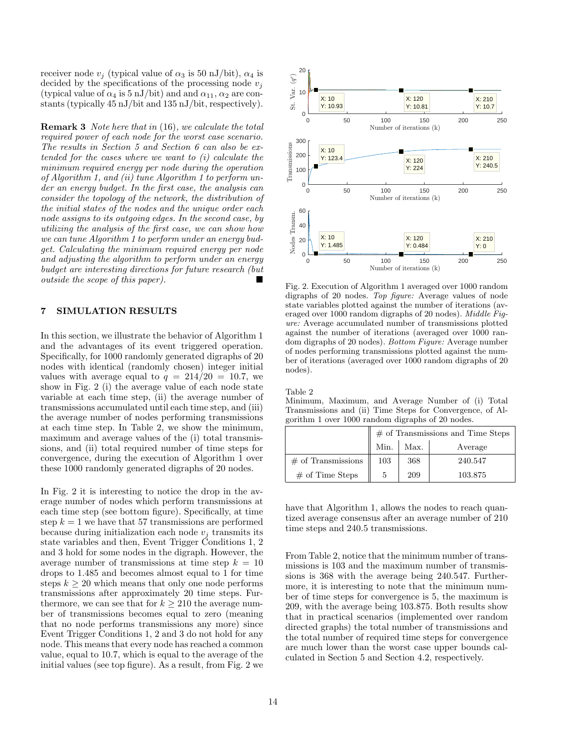receiver node $v_j$ (typical value of $\alpha_3$ is 50 nJ/bit), $\alpha_4$ is decided by the specifications of the processing node $v_j$ (typical value of $\alpha_4$ is 5 nJ/bit) and and $\alpha_{11}$, $\alpha_2$ are constants (typically 45 nJ/bit and 135 nJ/bit, respectively).

**Remark 3** *Note here that in* (16)*, we calculate the total required power of each node for the worst case scenario. The results in Section 5 and Section 6 can also be extended for the cases where we want to (i) calculate the minimum required energy per node during the operation of Algorithm 1, and (ii) tune Algorithm 1 to perform under an energy budget. In the first case, the analysis can consider the topology of the network, the distribution of the initial states of the nodes and the unique order each node assigns to its outgoing edges. In the second case, by utilizing the analysis of the first case, we can show how we can tune Algorithm 1 to perform under an energy budget. Calculating the minimum required energy per node and adjusting the algorithm to perform under an energy budget are interesting directions for future research (but outside the scope of this paper).* ■

## 7 SIMULATION RESULTS

In this section, we illustrate the behavior of Algorithm 1 and the advantages of its event triggered operation. Specifically, for 1000 randomly generated digraphs of 20 nodes with identical (randomly chosen) integer initial values with average equal to $q = 214/20 = 10.7$, we show in Fig. 2 (i) the average value of each node state variable at each time step, (ii) the average number of transmissions accumulated until each time step, and (iii) the average number of nodes performing transmissions at each time step. In Table 2, we show the minimum, maximum and average values of the (i) total transmissions, and (ii) total required number of time steps for convergence, during the execution of Algorithm 1 over these 1000 randomly generated digraphs of 20 nodes.

In Fig. 2 it is interesting to notice the drop in the average number of nodes which perform transmissions at each time step (see bottom figure). Specifically, at time step $k = 1$ we have that 57 transmissions are performed because during initialization each node $v_j$ transmits its state variables and then, Event Trigger Conditions 1, 2 and 3 hold for some nodes in the digraph. However, the average number of transmissions at time step $k = 10$ drops to 1.485 and becomes almost equal to 1 for time steps $k \geq 20$ which means that only one node performs transmissions after approximately 20 time steps. Furthermore, we can see that for $k \geq 210$ the average number of transmissions becomes equal to zero (meaning that no node performs transmissions any more) since Event Trigger Conditions 1, 2 and 3 do not hold for any node. This means that every node has reached a common value, equal to 10.7, which is equal to the average of the initial values (see top figure). As a result, from Fig. 2 we have that Algorithm 1, allows the nodes to reach quantized average consensus after an average number of 210 time steps and 240.5 transmissions.

Fig. 2. Execution of Algorithm 1 averaged over 1000 random digraphs of 20 nodes. *Top figure:* Average values of node state variables plotted against the number of iterations (averaged over 1000 random digraphs of 20 nodes). *Middle Figure:* Average accumulated number of transmissions plotted against the number of iterations (averaged over 1000 random digraphs of 20 nodes). *Bottom Figure:* Average number of nodes performing transmissions plotted against the number of iterations (averaged over 1000 random digraphs of 20 nodes).

Table 2
Minimum, Maximum, and Average Number of (i) Total Transmissions and (ii) Time Steps for Convergence, of Algorithm 1 over 1000 random digraphs of 20 nodes.

| | # of Transmissions and Time Steps | | |
|---|---|---|---|
| | Min. | Max. | Average |
| # of Transmissions | 103 | 368 | 240.547 |
| # of Time Steps | 5 | 209 | 103.875 |

From Table 2, notice that the minimum number of transmissions is 103 and the maximum number of transmissions is 368 with the average being 240.547. Furthermore, it is interesting to note that the minimum number of time steps for convergence is 5, the maximum is 209, with the average being 103.875. Both results show that in practical scenarios (implemented over random directed graphs) the total number of transmissions and the total number of required time steps for convergence are much lower than the worst case upper bounds calculated in Section 5 and Section 4.2, respectively.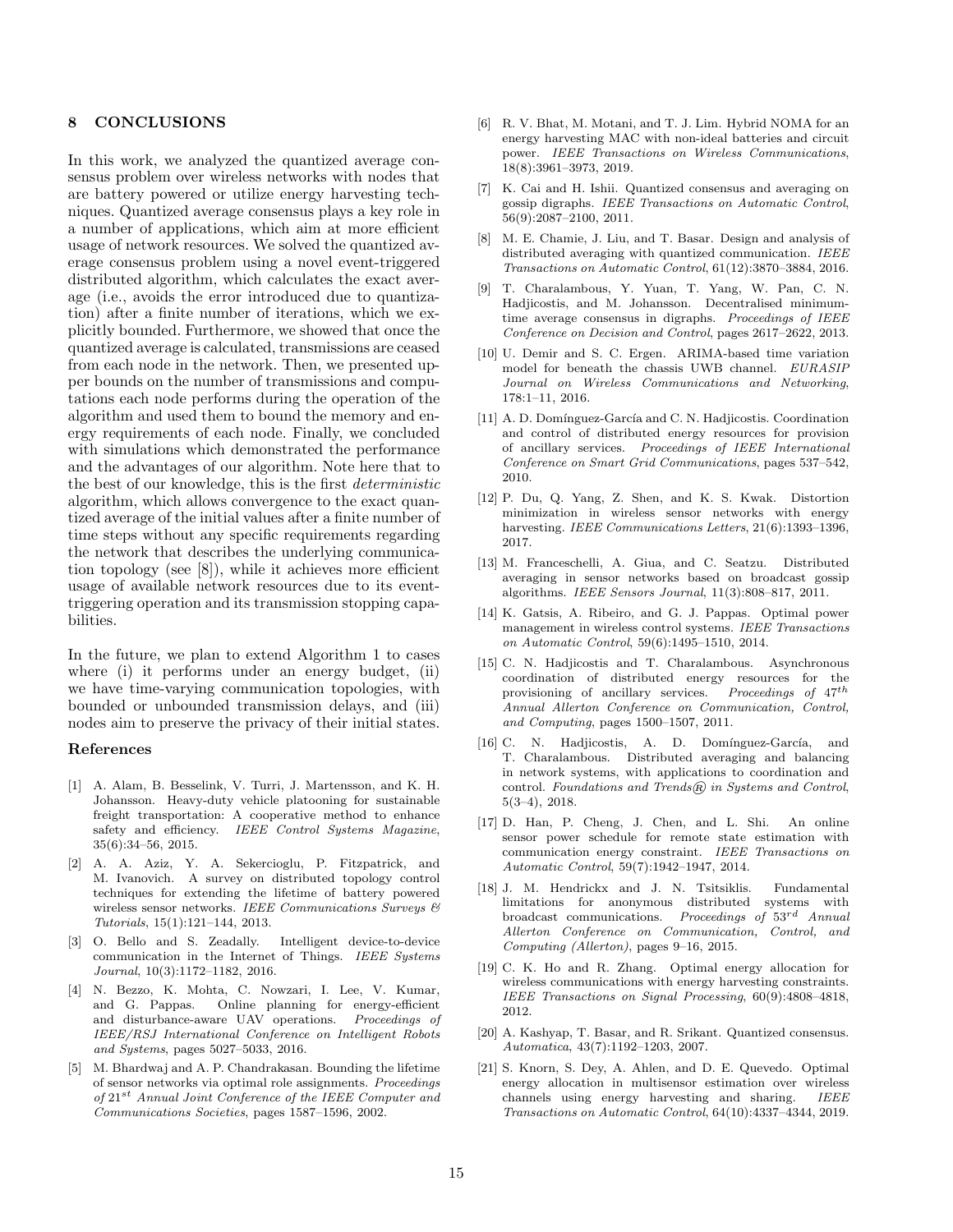## 8 CONCLUSIONS

In this work, we analyzed the quantized average consensus problem over wireless networks with nodes that are battery powered or utilize energy harvesting techniques. Quantized average consensus plays a key role in a number of applications, which aim at more efficient usage of network resources. We solved the quantized average consensus problem using a novel event-triggered distributed algorithm, which calculates the exact average (i.e., avoids the error introduced due to quantization) after a finite number of iterations, which we explicitly bounded. Furthermore, we showed that once the quantized average is calculated, transmissions are ceased from each node in the network. Then, we presented upper bounds on the number of transmissions and computations each node performs during the operation of the algorithm and used them to bound the memory and energy requirements of each node. Finally, we concluded with simulations which demonstrated the performance and the advantages of our algorithm. Note here that to the best of our knowledge, this is the first *deterministic* algorithm, which allows convergence to the exact quantized average of the initial values after a finite number of time steps without any specific requirements regarding the network that describes the underlying communication topology (see [8]), while it achieves more efficient usage of available network resources due to its event-triggering operation and its transmission stopping capabilities.

In the future, we plan to extend Algorithm 1 to cases where (i) it performs under an energy budget, (ii) we have time-varying communication topologies, with bounded or unbounded transmission delays, and (iii) nodes aim to preserve the privacy of their initial states.

### References

[1] A. Alam, B. Besselink, V. Turri, J. Martensson, and K. H. Johansson. Heavy-duty vehicle platooning for sustainable freight transportation: A cooperative method to enhance safety and efficiency. *IEEE Control Systems Magazine*, 35(6):34–56, 2015.

[2] A. A. Aziz, Y. A. Sekercioglu, P. Fitzpatrick, and M. Ivanovich. A survey on distributed topology control techniques for extending the lifetime of battery powered wireless sensor networks. *IEEE Communications Surveys & Tutorials*, 15(1):121–144, 2013.

[3] O. Bello and S. Zeadally. Intelligent device-to-device communication in the Internet of Things. *IEEE Systems Journal*, 10(3):1172–1182, 2016.

[4] N. Bezzo, K. Mohta, C. Nowzari, I. Lee, V. Kumar, and G. Pappas. Online planning for energy-efficient and disturbance-aware UAV operations. *Proceedings of IEEE/RSJ International Conference on Intelligent Robots and Systems*, pages 5027–5033, 2016.

[5] M. Bhardwaj and A. P. Chandrakasan. Bounding the lifetime of sensor networks via optimal role assignments. *Proceedings of 21$^{st}$ Annual Joint Conference of the IEEE Computer and Communications Societies*, pages 1587–1596, 2002.

[6] R. V. Bhat, M. Motani, and T. J. Lim. Hybrid NOMA for an energy harvesting MAC with non-ideal batteries and circuit power. *IEEE Transactions on Wireless Communications*, 18(8):3961–3973, 2019.

[7] K. Cai and H. Ishii. Quantized consensus and averaging on gossip digraphs. *IEEE Transactions on Automatic Control*, 56(9):2087–2100, 2011.

[8] M. E. Chamie, J. Liu, and T. Basar. Design and analysis of distributed averaging with quantized communication. *IEEE Transactions on Automatic Control*, 61(12):3870–3884, 2016.

[9] T. Charalambous, Y. Yuan, T. Yang, W. Pan, C. N. Hadjicostis, and M. Johansson. Decentralised minimum-time average consensus in digraphs. *Proceedings of IEEE Conference on Decision and Control*, pages 2617–2622, 2013.

[10] U. Demir and S. C. Ergen. ARIMA-based time variation model for beneath the chassis UWB channel. *EURASIP Journal on Wireless Communications and Networking*, 178:1–11, 2016.

[11] A. D. Domínguez-García and C. N. Hadjicostis. Coordination and control of distributed energy resources for provision of ancillary services. *Proceedings of IEEE International Conference on Smart Grid Communications*, pages 537–542, 2010.

[12] P. Du, Q. Yang, Z. Shen, and K. S. Kwak. Distortion minimization in wireless sensor networks with energy harvesting. *IEEE Communications Letters*, 21(6):1393–1396, 2017.

[13] M. Franceschelli, A. Giua, and C. Seatzu. Distributed averaging in sensor networks based on broadcast gossip algorithms. *IEEE Sensors Journal*, 11(3):808–817, 2011.

[14] K. Gatsis, A. Ribeiro, and G. J. Pappas. Optimal power management in wireless control systems. *IEEE Transactions on Automatic Control*, 59(6):1495–1510, 2014.

[15] C. N. Hadjicostis and T. Charalambous. Asynchronous coordination of distributed energy resources for the provisioning of ancillary services. *Proceedings of 47$^{th}$ Annual Allerton Conference on Communication, Control, and Computing*, pages 1500–1507, 2011.

[16] C. N. Hadjicostis, A. D. Domínguez-García, and T. Charalambous. Distributed averaging and balancing in network systems, with applications to coordination and control. *Foundations and Trends® in Systems and Control*, 5(3–4), 2018.

[17] D. Han, P. Cheng, J. Chen, and L. Shi. An online sensor power schedule for remote state estimation with communication energy constraint. *IEEE Transactions on Automatic Control*, 59(7):1942–1947, 2014.

[18] J. M. Hendrickx and J. N. Tsitsiklis. Fundamental limitations for anonymous distributed systems with broadcast communications. *Proceedings of 53$^{rd}$ Annual Allerton Conference on Communication, Control, and Computing (Allerton)*, pages 9–16, 2015.

[19] C. K. Ho and R. Zhang. Optimal energy allocation for wireless communications with energy harvesting constraints. *IEEE Transactions on Signal Processing*, 60(9):4808–4818, 2012.

[20] A. Kashyap, T. Basar, and R. Srikant. Quantized consensus. *Automatica*, 43(7):1192–1203, 2007.

[21] S. Knorn, S. Dey, A. Ahlen, and D. E. Quevedo. Optimal energy allocation in multisensor estimation over wireless channels using energy harvesting and sharing. *IEEE Transactions on Automatic Control*, 64(10):4337–4344, 2019.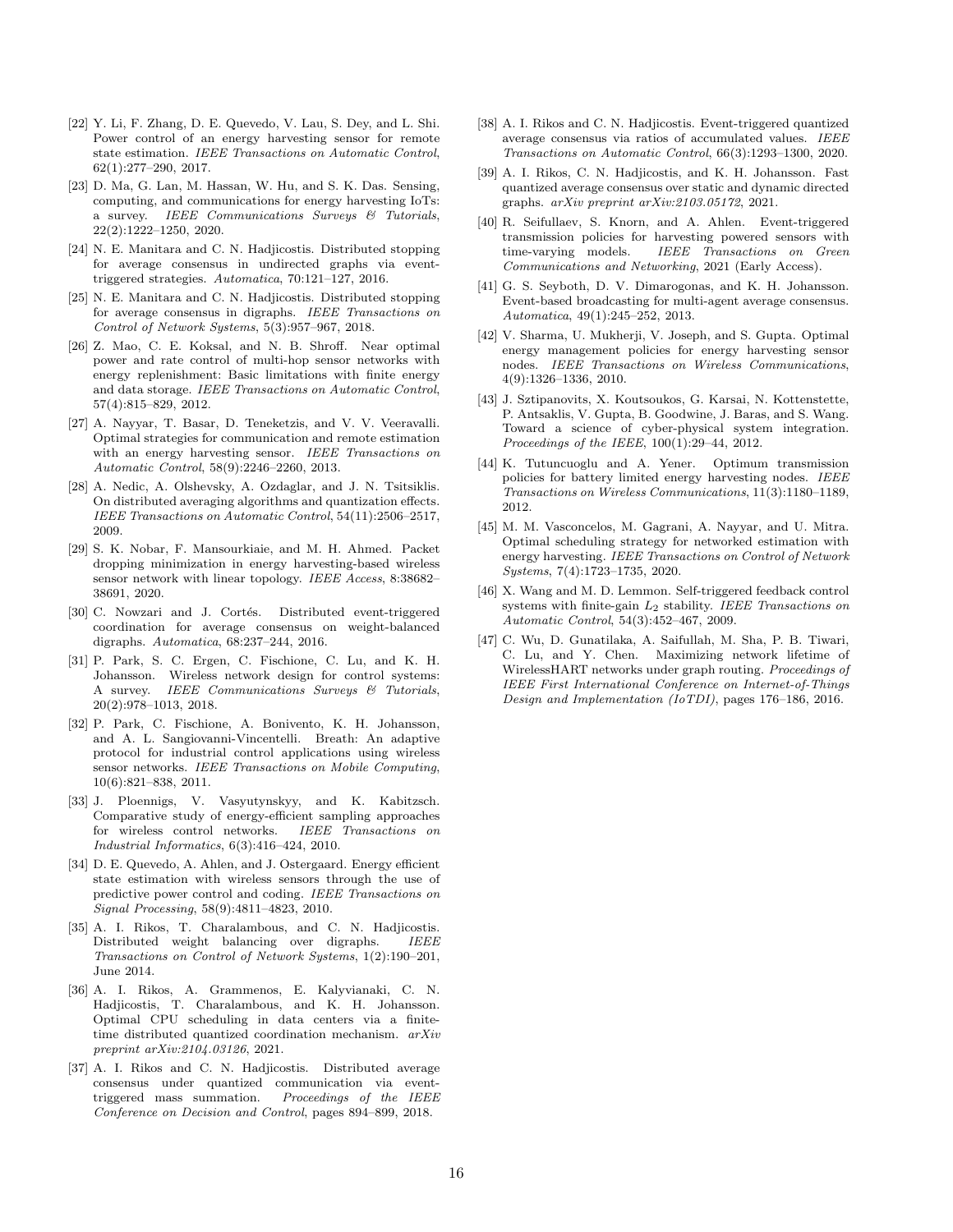[22] Y. Li, F. Zhang, D. E. Quevedo, V. Lau, S. Dey, and L. Shi. Power control of an energy harvesting sensor for remote state estimation. *IEEE Transactions on Automatic Control*, 62(1):277–290, 2017.

[23] D. Ma, G. Lan, M. Hassan, W. Hu, and S. K. Das. Sensing, computing, and communications for energy harvesting IoTs: a survey. *IEEE Communications Surveys & Tutorials*, 22(2):1222–1250, 2020.

[24] N. E. Manitara and C. N. Hadjicostis. Distributed stopping for average consensus in undirected graphs via event-triggered strategies. *Automatica*, 70:121–127, 2016.

[25] N. E. Manitara and C. N. Hadjicostis. Distributed stopping for average consensus in digraphs. *IEEE Transactions on Control of Network Systems*, 5(3):957–967, 2018.

[26] Z. Mao, C. E. Koksal, and N. B. Shroff. Near optimal power and rate control of multi-hop sensor networks with energy replenishment: Basic limitations with finite energy and data storage. *IEEE Transactions on Automatic Control*, 57(4):815–829, 2012.

[27] A. Nayyar, T. Basar, D. Teneketzis, and V. V. Veeravalli. Optimal strategies for communication and remote estimation with an energy harvesting sensor. *IEEE Transactions on Automatic Control*, 58(9):2246–2260, 2013.

[28] A. Nedic, A. Olshevsky, A. Ozdaglar, and J. N. Tsitsiklis. On distributed averaging algorithms and quantization effects. *IEEE Transactions on Automatic Control*, 54(11):2506–2517, 2009.

[29] S. K. Nobar, F. Mansourkiaie, and M. H. Ahmed. Packet dropping minimization in energy harvesting-based wireless sensor network with linear topology. *IEEE Access*, 8:38682–38691, 2020.

[30] C. Nowzari and J. Cortés. Distributed event-triggered coordination for average consensus on weight-balanced digraphs. *Automatica*, 68:237–244, 2016.

[31] P. Park, S. C. Ergen, C. Fischione, C. Lu, and K. H. Johansson. Wireless network design for control systems: A survey. *IEEE Communications Surveys & Tutorials*, 20(2):978–1013, 2018.

[32] P. Park, C. Fischione, A. Bonivento, K. H. Johansson, and A. L. Sangiovanni-Vincentelli. Breath: An adaptive protocol for industrial control applications using wireless sensor networks. *IEEE Transactions on Mobile Computing*, 10(6):821–838, 2011.

[33] J. Ploennigs, V. Vasyutynskyy, and K. Kabitzsch. Comparative study of energy-efficient sampling approaches for wireless control networks. *IEEE Transactions on Industrial Informatics*, 6(3):416–424, 2010.

[34] D. E. Quevedo, A. Ahlen, and J. Ostergaard. Energy efficient state estimation with wireless sensors through the use of predictive power control and coding. *IEEE Transactions on Signal Processing*, 58(9):4811–4823, 2010.

[35] A. I. Rikos, T. Charalambous, and C. N. Hadjicostis. Distributed weight balancing over digraphs. *IEEE Transactions on Control of Network Systems*, 1(2):190–201, June 2014.

[36] A. I. Rikos, A. Grammenos, E. Kalyvianaki, C. N. Hadjicostis, T. Charalambous, and K. H. Johansson. Optimal CPU scheduling in data centers via a finite-time distributed quantized coordination mechanism. *arXiv preprint arXiv:2104.03126*, 2021.

[37] A. I. Rikos and C. N. Hadjicostis. Distributed average consensus under quantized communication via event-triggered mass summation. *Proceedings of the IEEE Conference on Decision and Control*, pages 894–899, 2018.

[38] A. I. Rikos and C. N. Hadjicostis. Event-triggered quantized average consensus via ratios of accumulated values. *IEEE Transactions on Automatic Control*, 66(3):1293–1300, 2020.

[39] A. I. Rikos, C. N. Hadjicostis, and K. H. Johansson. Fast quantized average consensus over static and dynamic directed graphs. *arXiv preprint arXiv:2103.05172*, 2021.

[40] R. Seifullaev, S. Knorn, and A. Ahlen. Event-triggered transmission policies for harvesting powered sensors with time-varying models. *IEEE Transactions on Green Communications and Networking*, 2021 (Early Access).

[41] G. S. Seyboth, D. V. Dimarogonas, and K. H. Johansson. Event-based broadcasting for multi-agent average consensus. *Automatica*, 49(1):245–252, 2013.

[42] V. Sharma, U. Mukherji, V. Joseph, and S. Gupta. Optimal energy management policies for energy harvesting sensor nodes. *IEEE Transactions on Wireless Communications*, 4(9):1326–1336, 2010.

[43] J. Sztipanovits, X. Koutsoukos, G. Karsai, N. Kottenstette, P. Antsaklis, V. Gupta, B. Goodwine, J. Baras, and S. Wang. Toward a science of cyber-physical system integration. *Proceedings of the IEEE*, 100(1):29–44, 2012.

[44] K. Tutuncuoglu and A. Yener. Optimum transmission policies for battery limited energy harvesting nodes. *IEEE Transactions on Wireless Communications*, 11(3):1180–1189, 2012.

[45] M. M. Vasconcelos, M. Gagrani, A. Nayyar, and U. Mitra. Optimal scheduling strategy for networked estimation with energy harvesting. *IEEE Transactions on Control of Network Systems*, 7(4):1723–1735, 2020.

[46] X. Wang and M. D. Lemmon. Self-triggered feedback control systems with finite-gain $L_2$ stability. *IEEE Transactions on Automatic Control*, 54(3):452–467, 2009.

[47] C. Wu, D. Gunatilaka, A. Saifullah, M. Sha, P. B. Tiwari, C. Lu, and Y. Chen. Maximizing network lifetime of WirelessHART networks under graph routing. *Proceedings of IEEE First International Conference on Internet-of-Things Design and Implementation (IoTDI)*, pages 176–186, 2016.